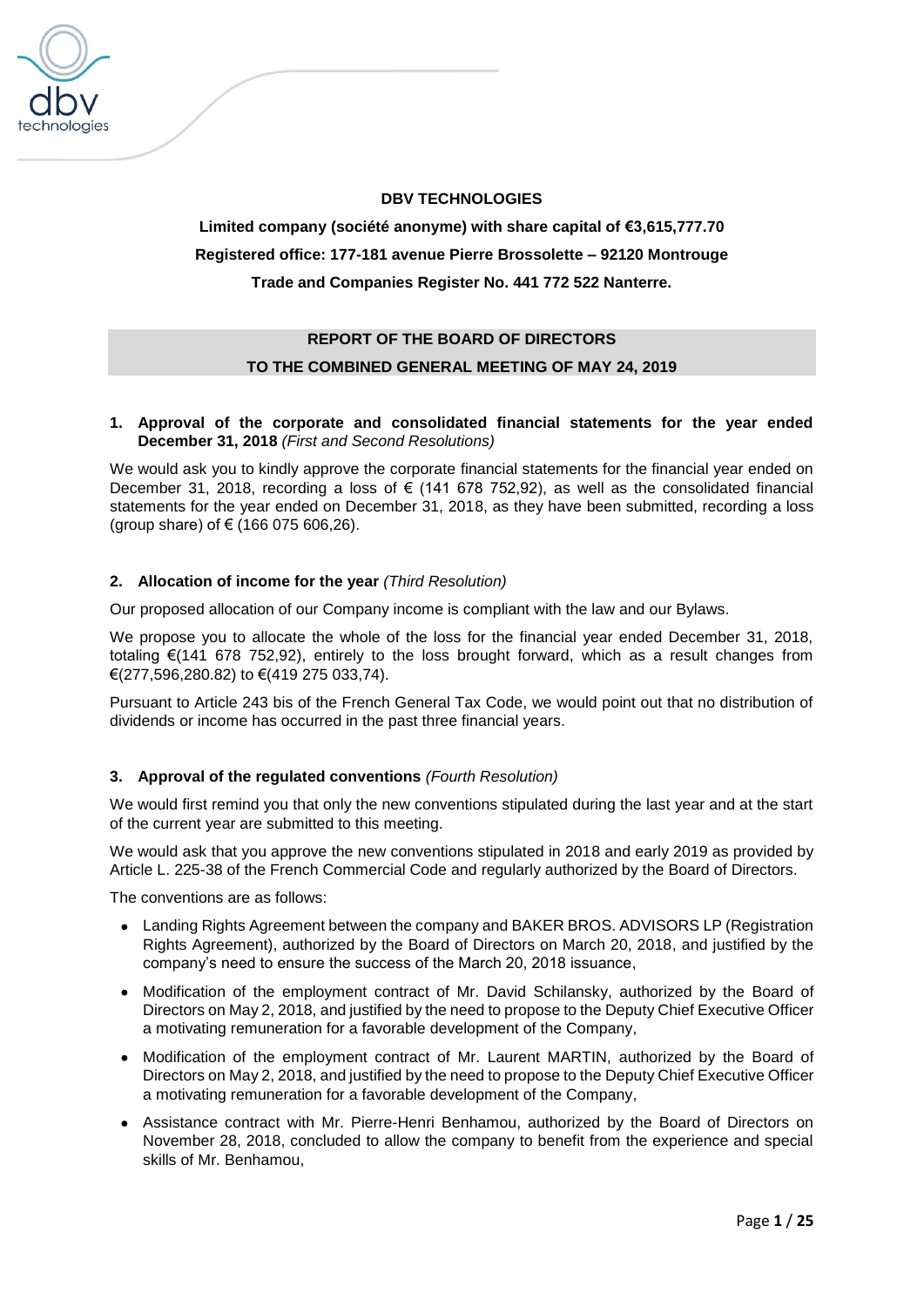**DBV TECHNOLOGIES**

**Limited company (société anonyme) with share capital of €3,615,777.70**

**Registered office: 177-181 avenue Pierre Brossolette – 92120 Montrouge**

**Trade and Companies Register No. 441 772 522 Nanterre.**

# REPORT OF THE BOARD OF DIRECTORS TO THE COMBINED GENERAL MEETING OF MAY 24, 2019

## 1. Approval of the corporate and consolidated financial statements for the year ended December 31, 2018 *(First and Second Resolutions)*

We would ask you to kindly approve the corporate financial statements for the financial year ended on December 31, 2018, recording a loss of € (141 678 752,92), as well as the consolidated financial statements for the year ended on December 31, 2018, as they have been submitted, recording a loss (group share) of € (166 075 606,26).

## 2. Allocation of income for the year *(Third Resolution)*

Our proposed allocation of our Company income is compliant with the law and our Bylaws.

We propose you to allocate the whole of the loss for the financial year ended December 31, 2018, totaling €(141 678 752,92), entirely to the loss brought forward, which as a result changes from €(277,596,280.82) to €(419 275 033,74).

Pursuant to Article 243 bis of the French General Tax Code, we would point out that no distribution of dividends or income has occurred in the past three financial years.

## 3. Approval of the regulated conventions *(Fourth Resolution)*

We would first remind you that only the new conventions stipulated during the last year and at the start of the current year are submitted to this meeting.

We would ask that you approve the new conventions stipulated in 2018 and early 2019 as provided by Article L. 225-38 of the French Commercial Code and regularly authorized by the Board of Directors.

The conventions are as follows:

- Landing Rights Agreement between the company and BAKER BROS. ADVISORS LP (Registration Rights Agreement), authorized by the Board of Directors on March 20, 2018, and justified by the company's need to ensure the success of the March 20, 2018 issuance,
- Modification of the employment contract of Mr. David Schilansky, authorized by the Board of Directors on May 2, 2018, and justified by the need to propose to the Deputy Chief Executive Officer a motivating remuneration for a favorable development of the Company,
- Modification of the employment contract of Mr. Laurent MARTIN, authorized by the Board of Directors on May 2, 2018, and justified by the need to propose to the Deputy Chief Executive Officer a motivating remuneration for a favorable development of the Company,
- Assistance contract with Mr. Pierre-Henri Benhamou, authorized by the Board of Directors on November 28, 2018, concluded to allow the company to benefit from the experience and special skills of Mr. Benhamou,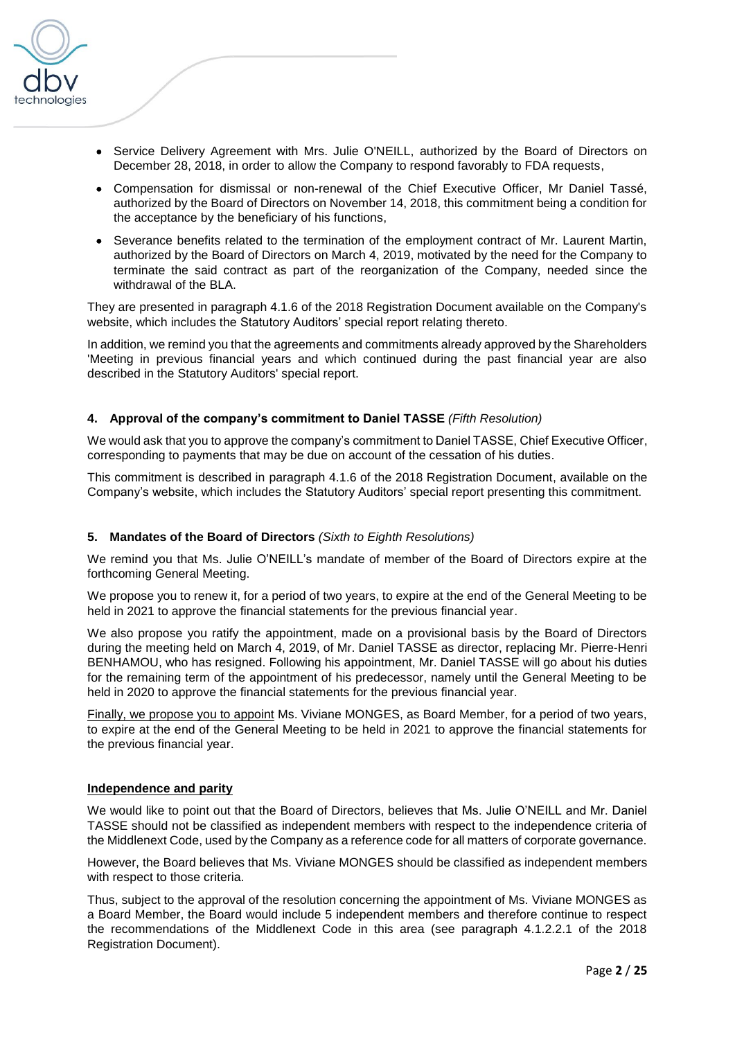- Service Delivery Agreement with Mrs. Julie O'NEILL, authorized by the Board of Directors on December 28, 2018, in order to allow the Company to respond favorably to FDA requests,
- Compensation for dismissal or non-renewal of the Chief Executive Officer, Mr Daniel Tassé, authorized by the Board of Directors on November 14, 2018, this commitment being a condition for the acceptance by the beneficiary of his functions,
- Severance benefits related to the termination of the employment contract of Mr. Laurent Martin, authorized by the Board of Directors on March 4, 2019, motivated by the need for the Company to terminate the said contract as part of the reorganization of the Company, needed since the withdrawal of the BLA.

They are presented in paragraph 4.1.6 of the 2018 Registration Document available on the Company's website, which includes the Statutory Auditors' special report relating thereto.

In addition, we remind you that the agreements and commitments already approved by the Shareholders 'Meeting in previous financial years and which continued during the past financial year are also described in the Statutory Auditors' special report.

#### 4. Approval of the company's commitment to Daniel TASSE *(Fifth Resolution)*

We would ask that you to approve the company's commitment to Daniel TASSE, Chief Executive Officer, corresponding to payments that may be due on account of the cessation of his duties.

This commitment is described in paragraph 4.1.6 of the 2018 Registration Document, available on the Company's website, which includes the Statutory Auditors' special report presenting this commitment.

#### 5. Mandates of the Board of Directors *(Sixth to Eighth Resolutions)*

We remind you that Ms. Julie O'NEILL's mandate of member of the Board of Directors expire at the forthcoming General Meeting.

We propose you to renew it, for a period of two years, to expire at the end of the General Meeting to be held in 2021 to approve the financial statements for the previous financial year.

We also propose you ratify the appointment, made on a provisional basis by the Board of Directors during the meeting held on March 4, 2019, of Mr. Daniel TASSE as director, replacing Mr. Pierre-Henri BENHAMOU, who has resigned. Following his appointment, Mr. Daniel TASSE will go about his duties for the remaining term of the appointment of his predecessor, namely until the General Meeting to be held in 2020 to approve the financial statements for the previous financial year.

Finally, we propose you to appoint Ms. Viviane MONGES, as Board Member, for a period of two years, to expire at the end of the General Meeting to be held in 2021 to approve the financial statements for the previous financial year.

**Independence and parity**

We would like to point out that the Board of Directors, believes that Ms. Julie O'NEILL and Mr. Daniel TASSE should not be classified as independent members with respect to the independence criteria of the Middlenext Code, used by the Company as a reference code for all matters of corporate governance.

However, the Board believes that Ms. Viviane MONGES should be classified as independent members with respect to those criteria.

Thus, subject to the approval of the resolution concerning the appointment of Ms. Viviane MONGES as a Board Member, the Board would include 5 independent members and therefore continue to respect the recommendations of the Middlenext Code in this area (see paragraph 4.1.2.2.1 of the 2018 Registration Document).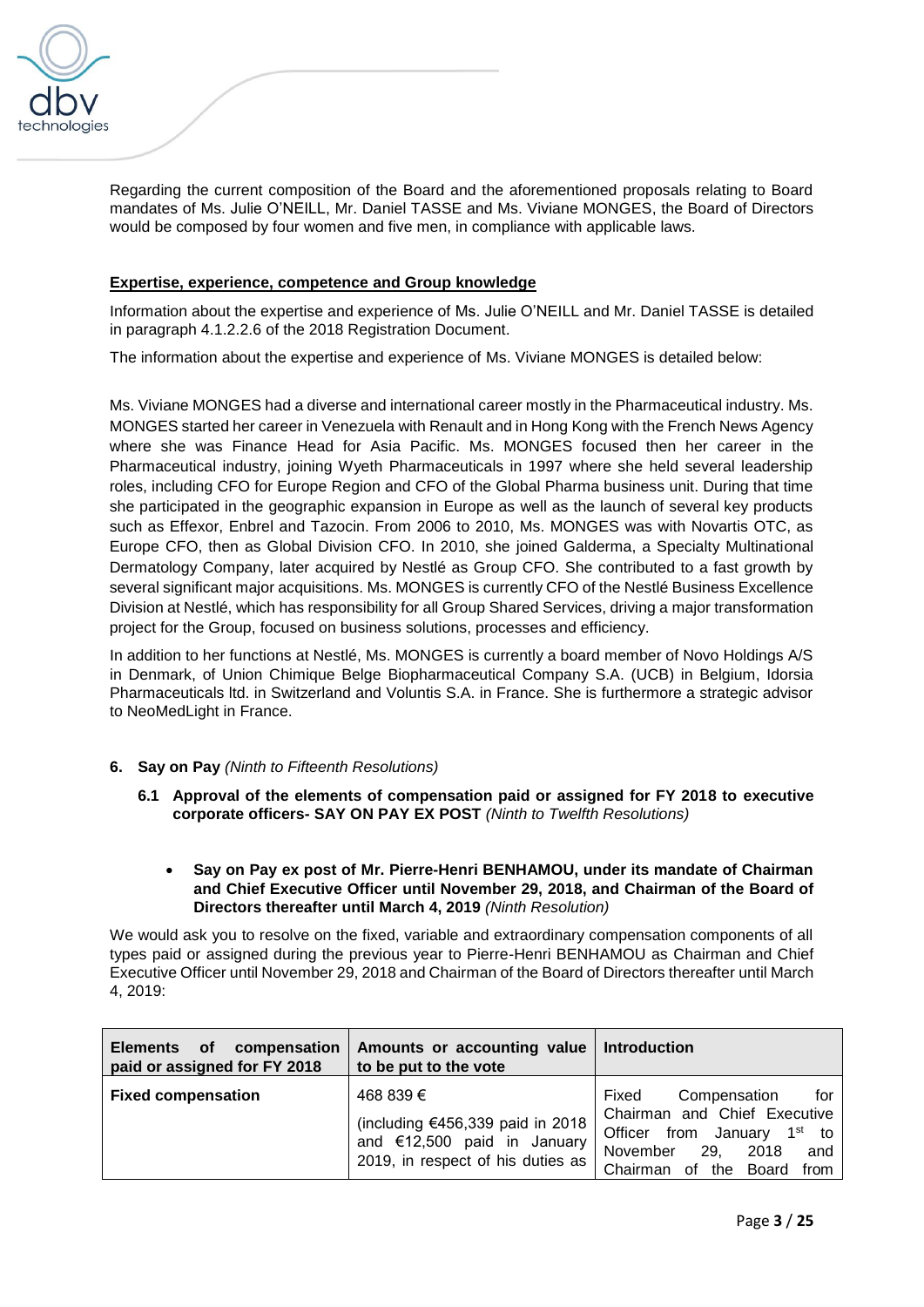Regarding the current composition of the Board and the aforementioned proposals relating to Board mandates of Ms. Julie O'NEILL, Mr. Daniel TASSE and Ms. Viviane MONGES, the Board of Directors would be composed by four women and five men, in compliance with applicable laws.

**Expertise, experience, competence and Group knowledge**

Information about the expertise and experience of Ms. Julie O'NEILL and Mr. Daniel TASSE is detailed in paragraph 4.1.2.2.6 of the 2018 Registration Document.

The information about the expertise and experience of Ms. Viviane MONGES is detailed below:

Ms. Viviane MONGES had a diverse and international career mostly in the Pharmaceutical industry. Ms. MONGES started her career in Venezuela with Renault and in Hong Kong with the French News Agency where she was Finance Head for Asia Pacific. Ms. MONGES focused then her career in the Pharmaceutical industry, joining Wyeth Pharmaceuticals in 1997 where she held several leadership roles, including CFO for Europe Region and CFO of the Global Pharma business unit. During that time she participated in the geographic expansion in Europe as well as the launch of several key products such as Effexor, Enbrel and Tazocin. From 2006 to 2010, Ms. MONGES was with Novartis OTC, as Europe CFO, then as Global Division CFO. In 2010, she joined Galderma, a Specialty Multinational Dermatology Company, later acquired by Nestlé as Group CFO. She contributed to a fast growth by several significant major acquisitions. Ms. MONGES is currently CFO of the Nestlé Business Excellence Division at Nestlé, which has responsibility for all Group Shared Services, driving a major transformation project for the Group, focused on business solutions, processes and efficiency.

In addition to her functions at Nestlé, Ms. MONGES is currently a board member of Novo Holdings A/S in Denmark, of Union Chimique Belge Biopharmaceutical Company S.A. (UCB) in Belgium, Idorsia Pharmaceuticals ltd. in Switzerland and Voluntis S.A. in France. She is furthermore a strategic advisor to NeoMedLight in France.

6. **Say on Pay** *(Ninth to Fifteenth Resolutions)*

   **6.1 Approval of the elements of compensation paid or assigned for FY 2018 to executive corporate officers- SAY ON PAY EX POST** *(Ninth to Twelfth Resolutions)*

   - **Say on Pay ex post of Mr. Pierre-Henri BENHAMOU, under its mandate of Chairman and Chief Executive Officer until November 29, 2018, and Chairman of the Board of Directors thereafter until March 4, 2019** *(Ninth Resolution)*

We would ask you to resolve on the fixed, variable and extraordinary compensation components of all types paid or assigned during the previous year to Pierre-Henri BENHAMOU as Chairman and Chief Executive Officer until November 29, 2018 and Chairman of the Board of Directors thereafter until March 4, 2019:

| Elements of compensation paid or assigned for FY 2018 | Amounts or accounting value to be put to the vote | Introduction |
|---|---|---|
| **Fixed compensation** | 468 839 €<br><br>(including €456,339 paid in 2018 and €12,500 paid in January 2019, in respect of his duties as | Fixed Compensation for Chairman and Chief Executive Officer from January 1st to November 29, 2018 and Chairman of the Board from |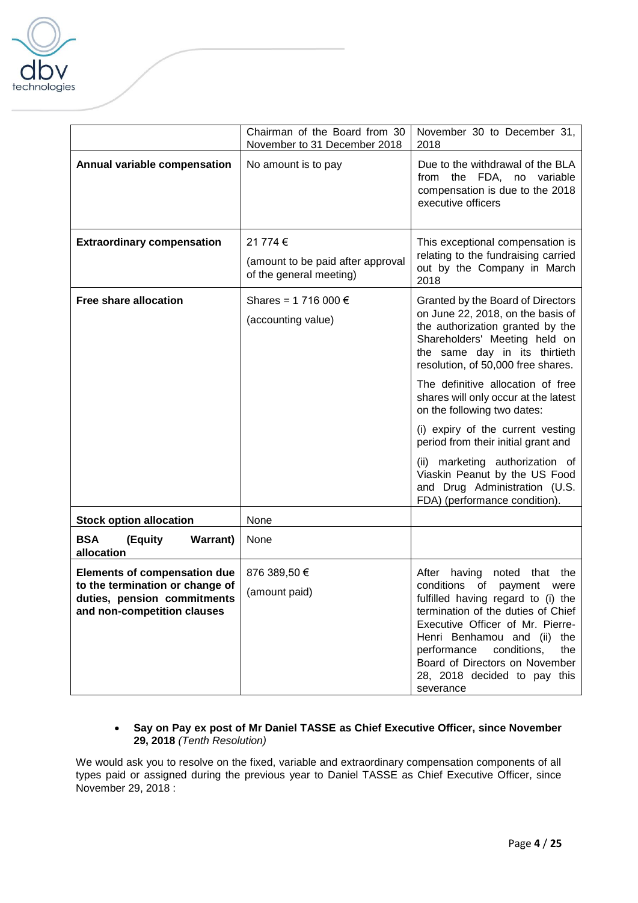| | Chairman of the Board from 30 November to 31 December 2018 | November 30 to December 31, 2018 |
|---|---|---|
| **Annual variable compensation** | No amount is to pay | Due to the withdrawal of the BLA from the FDA, no variable compensation is due to the 2018 executive officers |
| **Extraordinary compensation** | 21 774 €<br><br>(amount to be paid after approval of the general meeting) | This exceptional compensation is relating to the fundraising carried out by the Company in March 2018 |
| **Free share allocation** | Shares = 1 716 000 €<br><br>(accounting value) | Granted by the Board of Directors on June 22, 2018, on the basis of the authorization granted by the Shareholders' Meeting held on the same day in its thirtieth resolution, of 50,000 free shares.<br><br>The definitive allocation of free shares will only occur at the latest on the following two dates:<br><br>(i) expiry of the current vesting period from their initial grant and<br><br>(ii) marketing authorization of Viaskin Peanut by the US Food and Drug Administration (U.S. FDA) (performance condition). |
| **Stock option allocation** | None | |
| **BSA (Equity Warrant) allocation** | None | |
| **Elements of compensation due to the termination or change of duties, pension commitments and non-competition clauses** | 876 389,50 €<br><br>(amount paid) | After having noted that the conditions of payment were fulfilled having regard to (i) the termination of the duties of Chief Executive Officer of Mr. Pierre-Henri Benhamou and (ii) the performance conditions, the Board of Directors on November 28, 2018 decided to pay this severance |

- **Say on Pay ex post of Mr Daniel TASSE as Chief Executive Officer, since November 29, 2018** *(Tenth Resolution)*

We would ask you to resolve on the fixed, variable and extraordinary compensation components of all types paid or assigned during the previous year to Daniel TASSE as Chief Executive Officer, since November 29, 2018 :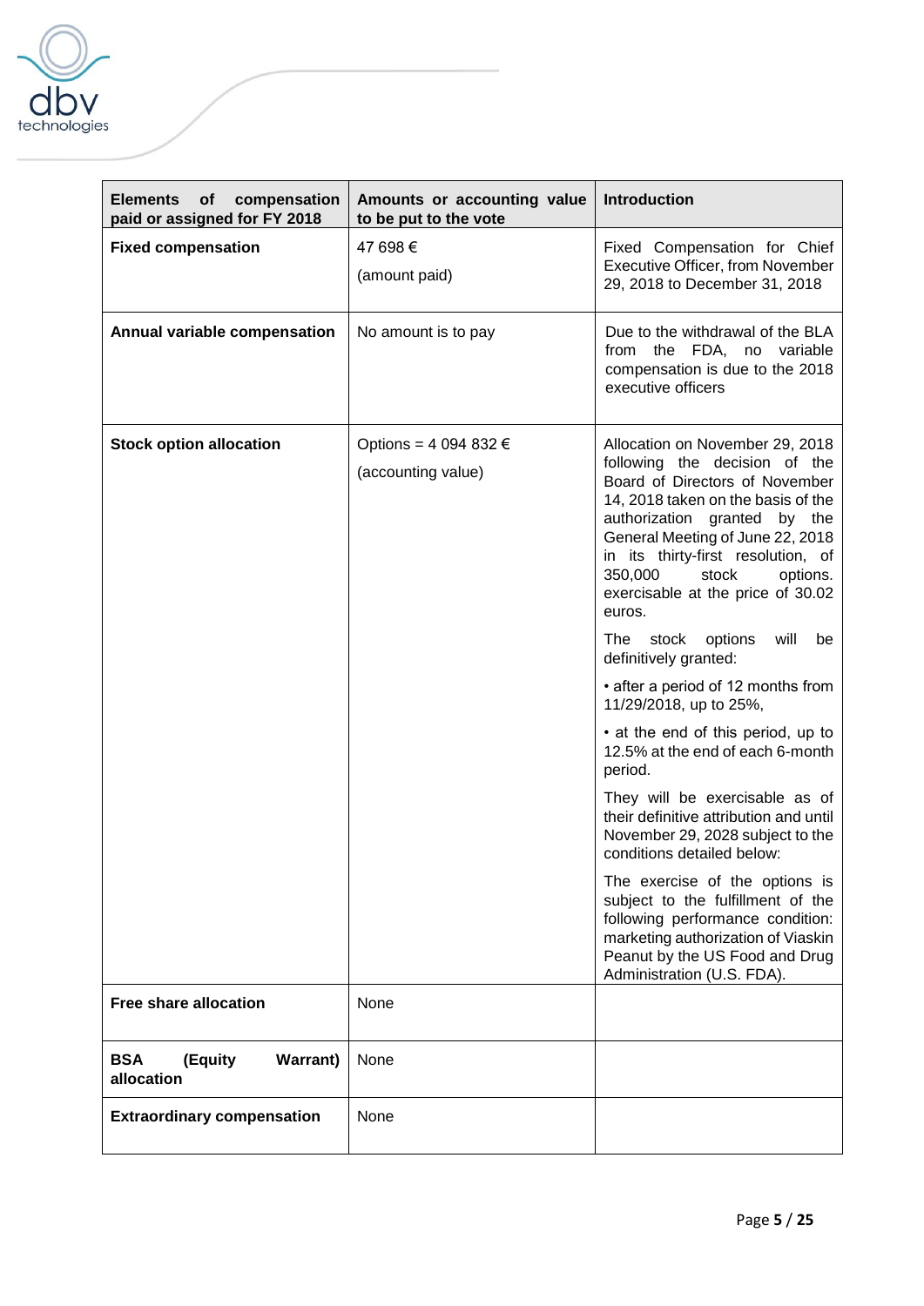| Elements of compensation paid or assigned for FY 2018 | Amounts or accounting value to be put to the vote | Introduction |
|---|---|---|
| **Fixed compensation** | 47 698 €<br>(amount paid) | Fixed Compensation for Chief Executive Officer, from November 29, 2018 to December 31, 2018 |
| **Annual variable compensation** | No amount is to pay | Due to the withdrawal of the BLA from the FDA, no variable compensation is due to the 2018 executive officers |
| **Stock option allocation** | Options = 4 094 832 €<br>(accounting value) | Allocation on November 29, 2018 following the decision of the Board of Directors of November 14, 2018 taken on the basis of the authorization granted by the General Meeting of June 22, 2018 in its thirty-first resolution, of 350,000 stock options. exercisable at the price of 30.02 euros.<br>The stock options will be definitively granted:<br>• after a period of 12 months from 11/29/2018, up to 25%,<br>• at the end of this period, up to 12.5% at the end of each 6-month period.<br>They will be exercisable as of their definitive attribution and until November 29, 2028 subject to the conditions detailed below:<br>The exercise of the options is subject to the fulfillment of the following performance condition: marketing authorization of Viaskin Peanut by the US Food and Drug Administration (U.S. FDA). |
| **Free share allocation** | None | |
| **BSA (Equity Warrant) allocation** | None | |
| **Extraordinary compensation** | None | |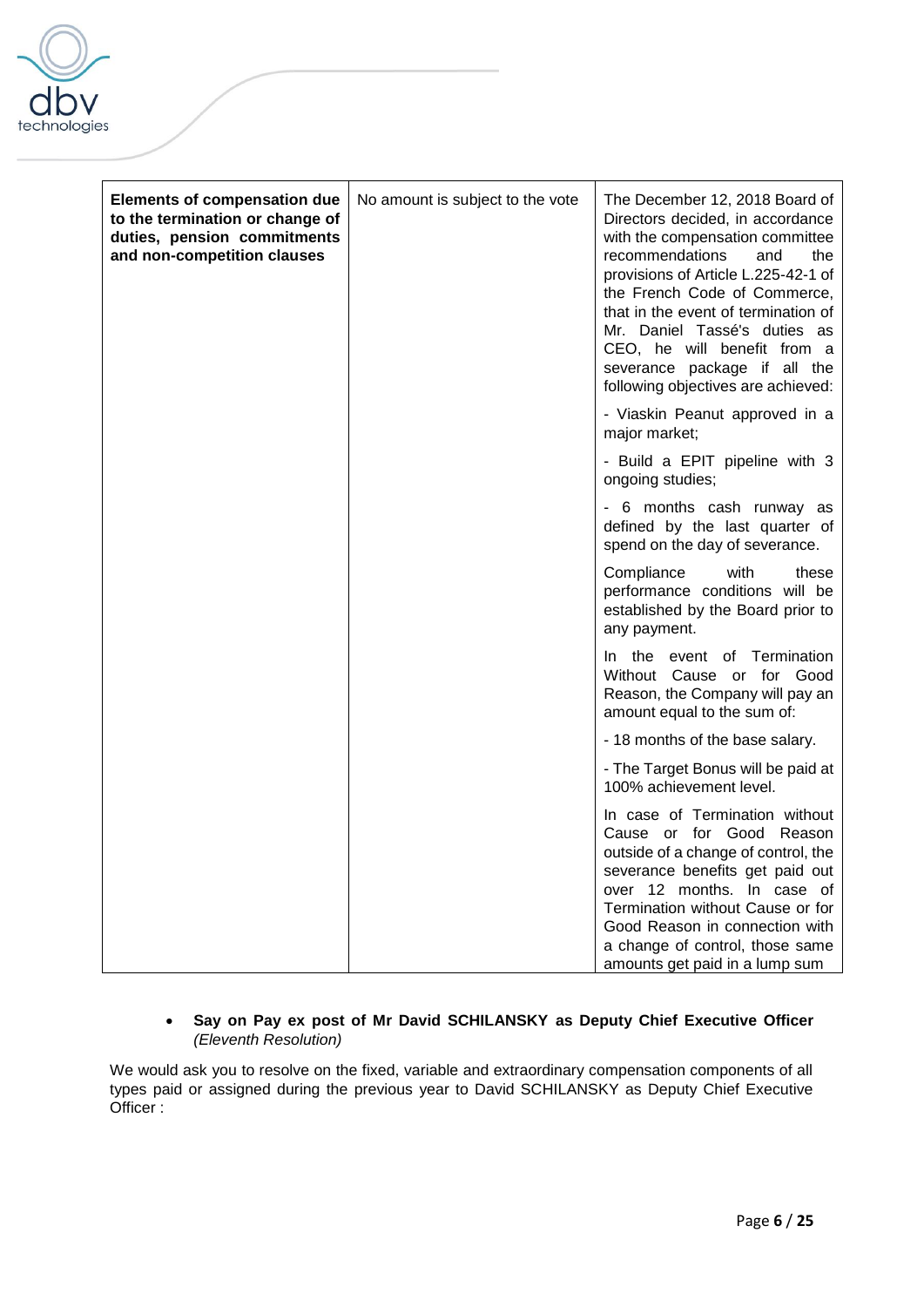| Elements of compensation due to the termination or change of duties, pension commitments and non-competition clauses | No amount is subject to the vote | The December 12, 2018 Board of Directors decided, in accordance with the compensation committee recommendations and the provisions of Article L.225-42-1 of the French Code of Commerce, that in the event of termination of Mr. Daniel Tassé's duties as CEO, he will benefit from a severance package if all the following objectives are achieved:<br><br>- Viaskin Peanut approved in a major market;<br><br>- Build a EPIT pipeline with 3 ongoing studies;<br><br>- 6 months cash runway as defined by the last quarter of spend on the day of severance.<br><br>Compliance with these performance conditions will be established by the Board prior to any payment.<br><br>In the event of Termination Without Cause or for Good Reason, the Company will pay an amount equal to the sum of:<br><br>- 18 months of the base salary.<br><br>- The Target Bonus will be paid at 100% achievement level.<br><br>In case of Termination without Cause or for Good Reason outside of a change of control, the severance benefits get paid out over 12 months. In case of Termination without Cause or for Good Reason in connection with a change of control, those same amounts get paid in a lump sum |
|---|---|---|

- **Say on Pay ex post of Mr David SCHILANSKY as Deputy Chief Executive Officer** *(Eleventh Resolution)*

We would ask you to resolve on the fixed, variable and extraordinary compensation components of all types paid or assigned during the previous year to David SCHILANSKY as Deputy Chief Executive Officer :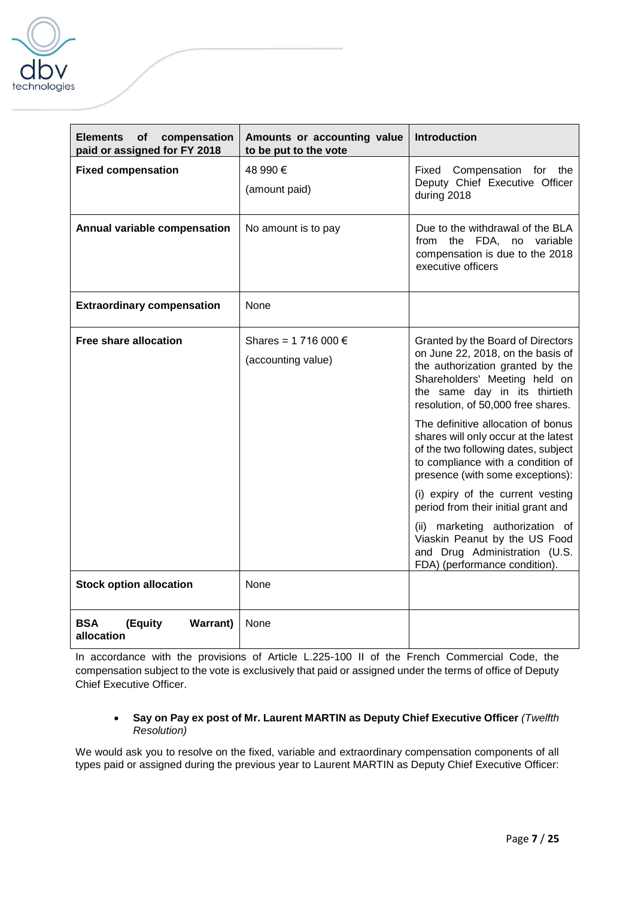| Elements of compensation paid or assigned for FY 2018 | Amounts or accounting value to be put to the vote | Introduction |
|---|---|---|
| **Fixed compensation** | 48 990 € (amount paid) | Fixed Compensation for the Deputy Chief Executive Officer during 2018 |
| **Annual variable compensation** | No amount is to pay | Due to the withdrawal of the BLA from the FDA, no variable compensation is due to the 2018 executive officers |
| **Extraordinary compensation** | None | |
| **Free share allocation** | Shares = 1 716 000 € (accounting value) | Granted by the Board of Directors on June 22, 2018, on the basis of the authorization granted by the Shareholders' Meeting held on the same day in its thirtieth resolution, of 50,000 free shares. The definitive allocation of bonus shares will only occur at the latest of the two following dates, subject to compliance with a condition of presence (with some exceptions): (i) expiry of the current vesting period from their initial grant and (ii) marketing authorization of Viaskin Peanut by the US Food and Drug Administration (U.S. FDA) (performance condition). |
| **Stock option allocation** | None | |
| **BSA (Equity Warrant) allocation** | None | |

In accordance with the provisions of Article L.225-100 II of the French Commercial Code, the compensation subject to the vote is exclusively that paid or assigned under the terms of office of Deputy Chief Executive Officer.

- **Say on Pay ex post of Mr. Laurent MARTIN as Deputy Chief Executive Officer** *(Twelfth Resolution)*

We would ask you to resolve on the fixed, variable and extraordinary compensation components of all types paid or assigned during the previous year to Laurent MARTIN as Deputy Chief Executive Officer: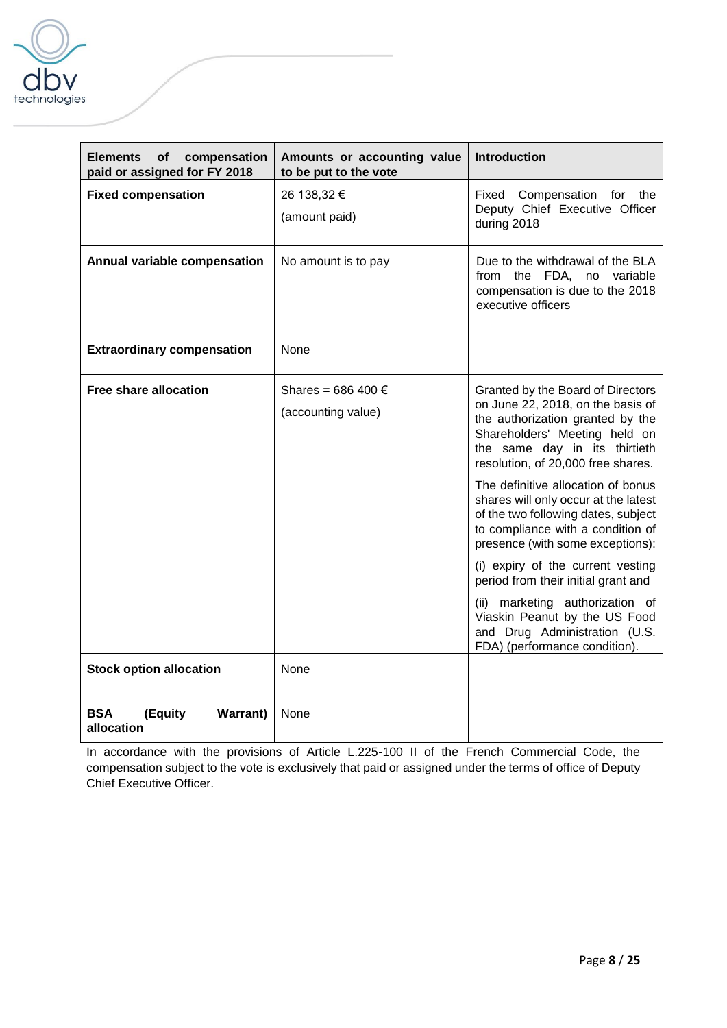| Elements of compensation paid or assigned for FY 2018 | Amounts or accounting value to be put to the vote | Introduction |
|---|---|---|
| **Fixed compensation** | 26 138,32 €<br><br>(amount paid) | Fixed Compensation for the Deputy Chief Executive Officer during 2018 |
| **Annual variable compensation** | No amount is to pay | Due to the withdrawal of the BLA from the FDA, no variable compensation is due to the 2018 executive officers |
| **Extraordinary compensation** | None | |
| **Free share allocation** | Shares = 686 400 €<br><br>(accounting value) | Granted by the Board of Directors on June 22, 2018, on the basis of the authorization granted by the Shareholders' Meeting held on the same day in its thirtieth resolution, of 20,000 free shares.<br><br>The definitive allocation of bonus shares will only occur at the latest of the two following dates, subject to compliance with a condition of presence (with some exceptions):<br><br>(i) expiry of the current vesting period from their initial grant and<br><br>(ii) marketing authorization of Viaskin Peanut by the US Food and Drug Administration (U.S. FDA) (performance condition). |
| **Stock option allocation** | None | |
| **BSA (Equity Warrant) allocation** | None | |

In accordance with the provisions of Article L.225-100 II of the French Commercial Code, the compensation subject to the vote is exclusively that paid or assigned under the terms of office of Deputy Chief Executive Officer.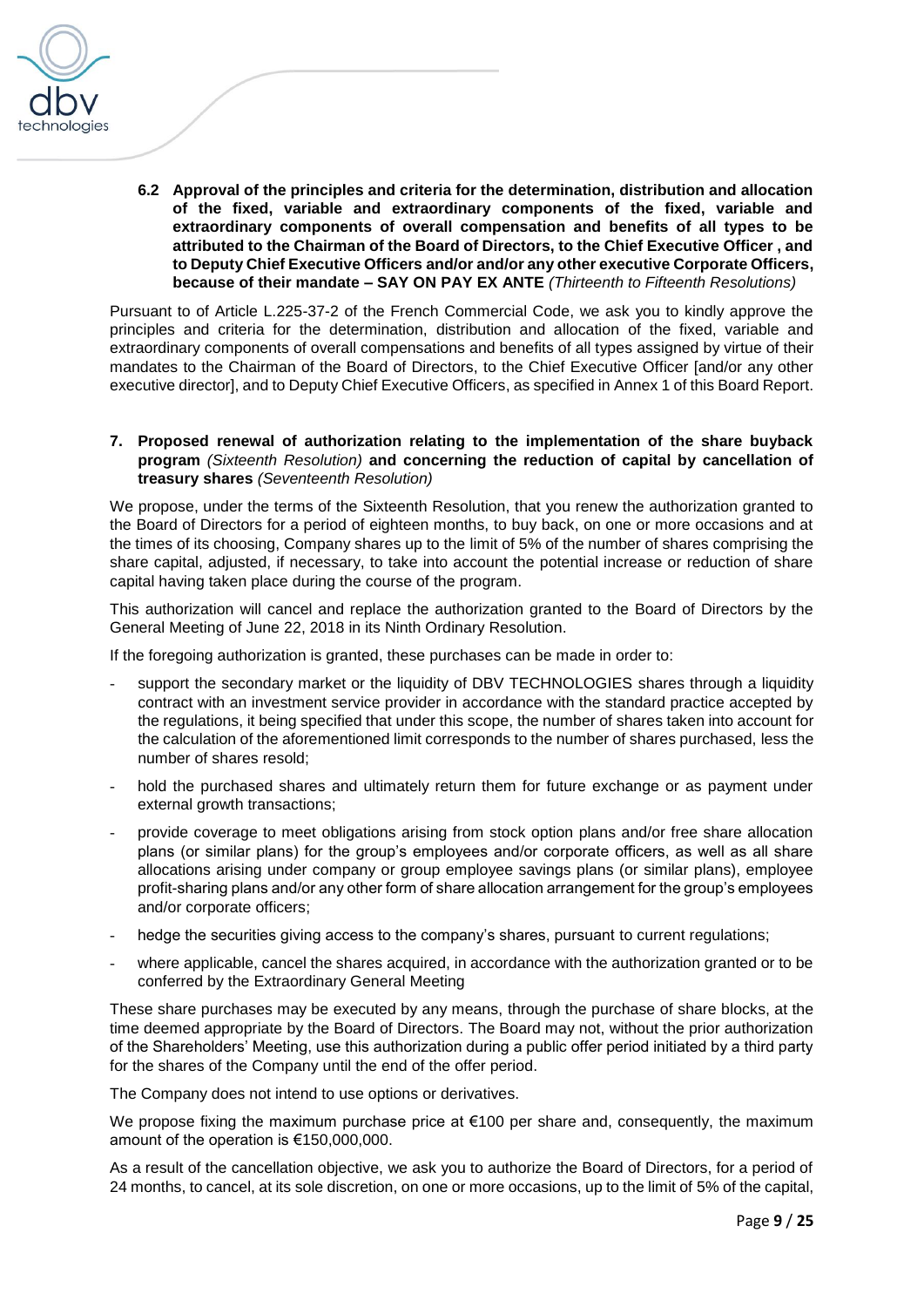### 6.2 Approval of the principles and criteria for the determination, distribution and allocation of the fixed, variable and extraordinary components of the fixed, variable and extraordinary components of overall compensation and benefits of all types to be attributed to the Chairman of the Board of Directors, to the Chief Executive Officer , and to Deputy Chief Executive Officers and/or and/or any other executive Corporate Officers, because of their mandate – SAY ON PAY EX ANTE *(Thirteenth to Fifteenth Resolutions)*

Pursuant to of Article L.225-37-2 of the French Commercial Code, we ask you to kindly approve the principles and criteria for the determination, distribution and allocation of the fixed, variable and extraordinary components of overall compensations and benefits of all types assigned by virtue of their mandates to the Chairman of the Board of Directors, to the Chief Executive Officer [and/or any other executive director], and to Deputy Chief Executive Officers, as specified in Annex 1 of this Board Report.

## 7. Proposed renewal of authorization relating to the implementation of the share buyback program *(Sixteenth Resolution)* and concerning the reduction of capital by cancellation of treasury shares *(Seventeenth Resolution)*

We propose, under the terms of the Sixteenth Resolution, that you renew the authorization granted to the Board of Directors for a period of eighteen months, to buy back, on one or more occasions and at the times of its choosing, Company shares up to the limit of 5% of the number of shares comprising the share capital, adjusted, if necessary, to take into account the potential increase or reduction of share capital having taken place during the course of the program.

This authorization will cancel and replace the authorization granted to the Board of Directors by the General Meeting of June 22, 2018 in its Ninth Ordinary Resolution.

If the foregoing authorization is granted, these purchases can be made in order to:

- support the secondary market or the liquidity of DBV TECHNOLOGIES shares through a liquidity contract with an investment service provider in accordance with the standard practice accepted by the regulations, it being specified that under this scope, the number of shares taken into account for the calculation of the aforementioned limit corresponds to the number of shares purchased, less the number of shares resold;
- hold the purchased shares and ultimately return them for future exchange or as payment under external growth transactions;
- provide coverage to meet obligations arising from stock option plans and/or free share allocation plans (or similar plans) for the group's employees and/or corporate officers, as well as all share allocations arising under company or group employee savings plans (or similar plans), employee profit-sharing plans and/or any other form of share allocation arrangement for the group's employees and/or corporate officers;
- hedge the securities giving access to the company's shares, pursuant to current regulations;
- where applicable, cancel the shares acquired, in accordance with the authorization granted or to be conferred by the Extraordinary General Meeting

These share purchases may be executed by any means, through the purchase of share blocks, at the time deemed appropriate by the Board of Directors. The Board may not, without the prior authorization of the Shareholders' Meeting, use this authorization during a public offer period initiated by a third party for the shares of the Company until the end of the offer period.

The Company does not intend to use options or derivatives.

We propose fixing the maximum purchase price at €100 per share and, consequently, the maximum amount of the operation is €150,000,000.

As a result of the cancellation objective, we ask you to authorize the Board of Directors, for a period of 24 months, to cancel, at its sole discretion, on one or more occasions, up to the limit of 5% of the capital,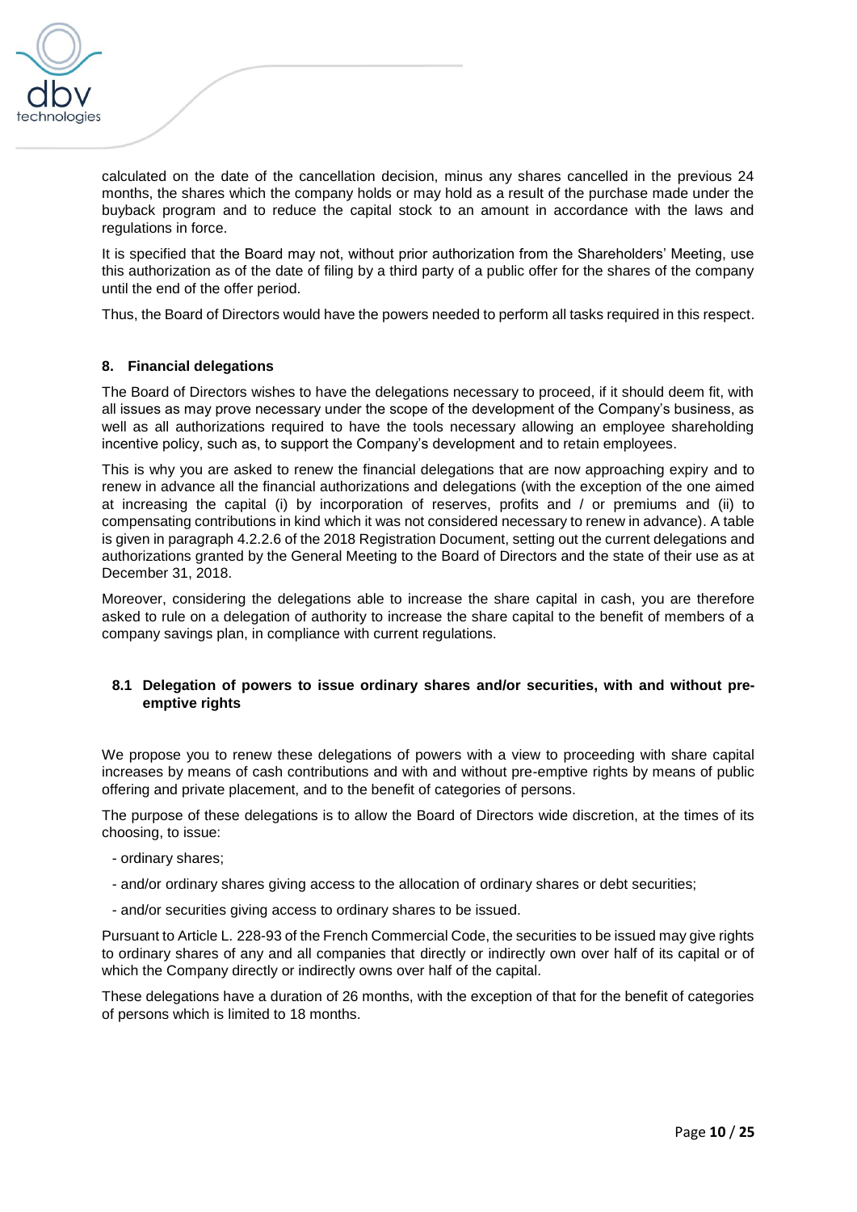calculated on the date of the cancellation decision, minus any shares cancelled in the previous 24 months, the shares which the company holds or may hold as a result of the purchase made under the buyback program and to reduce the capital stock to an amount in accordance with the laws and regulations in force.

It is specified that the Board may not, without prior authorization from the Shareholders' Meeting, use this authorization as of the date of filing by a third party of a public offer for the shares of the company until the end of the offer period.

Thus, the Board of Directors would have the powers needed to perform all tasks required in this respect.

## 8. Financial delegations

The Board of Directors wishes to have the delegations necessary to proceed, if it should deem fit, with all issues as may prove necessary under the scope of the development of the Company's business, as well as all authorizations required to have the tools necessary allowing an employee shareholding incentive policy, such as, to support the Company's development and to retain employees.

This is why you are asked to renew the financial delegations that are now approaching expiry and to renew in advance all the financial authorizations and delegations (with the exception of the one aimed at increasing the capital (i) by incorporation of reserves, profits and / or premiums and (ii) to compensating contributions in kind which it was not considered necessary to renew in advance). A table is given in paragraph 4.2.2.6 of the 2018 Registration Document, setting out the current delegations and authorizations granted by the General Meeting to the Board of Directors and the state of their use as at December 31, 2018.

Moreover, considering the delegations able to increase the share capital in cash, you are therefore asked to rule on a delegation of authority to increase the share capital to the benefit of members of a company savings plan, in compliance with current regulations.

### 8.1 Delegation of powers to issue ordinary shares and/or securities, with and without pre-emptive rights

We propose you to renew these delegations of powers with a view to proceeding with share capital increases by means of cash contributions and with and without pre-emptive rights by means of public offering and private placement, and to the benefit of categories of persons.

The purpose of these delegations is to allow the Board of Directors wide discretion, at the times of its choosing, to issue:

- ordinary shares;
- and/or ordinary shares giving access to the allocation of ordinary shares or debt securities;
- and/or securities giving access to ordinary shares to be issued.

Pursuant to Article L. 228-93 of the French Commercial Code, the securities to be issued may give rights to ordinary shares of any and all companies that directly or indirectly own over half of its capital or of which the Company directly or indirectly owns over half of the capital.

These delegations have a duration of 26 months, with the exception of that for the benefit of categories of persons which is limited to 18 months.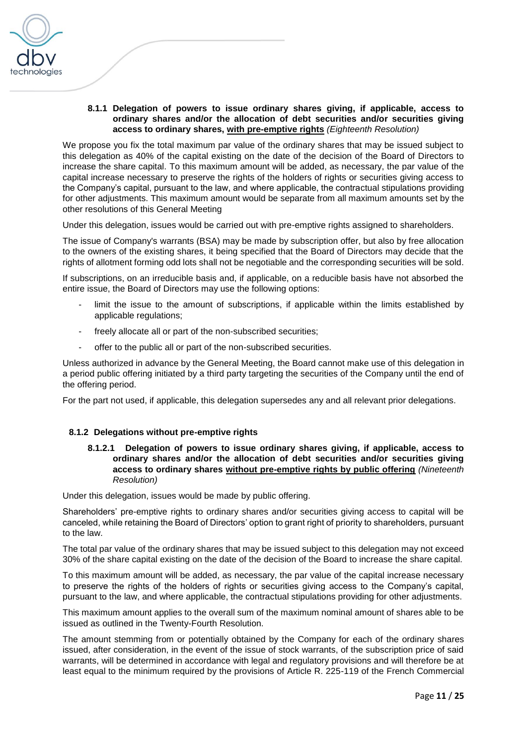### 8.1.1 Delegation of powers to issue ordinary shares giving, if applicable, access to ordinary shares and/or the allocation of debt securities and/or securities giving access to ordinary shares, <u>with pre-emptive rights</u> *(Eighteenth Resolution)*

We propose you fix the total maximum par value of the ordinary shares that may be issued subject to this delegation as 40% of the capital existing on the date of the decision of the Board of Directors to increase the share capital. To this maximum amount will be added, as necessary, the par value of the capital increase necessary to preserve the rights of the holders of rights or securities giving access to the Company's capital, pursuant to the law, and where applicable, the contractual stipulations providing for other adjustments. This maximum amount would be separate from all maximum amounts set by the other resolutions of this General Meeting

Under this delegation, issues would be carried out with pre-emptive rights assigned to shareholders.

The issue of Company's warrants (BSA) may be made by subscription offer, but also by free allocation to the owners of the existing shares, it being specified that the Board of Directors may decide that the rights of allotment forming odd lots shall not be negotiable and the corresponding securities will be sold.

If subscriptions, on an irreducible basis and, if applicable, on a reducible basis have not absorbed the entire issue, the Board of Directors may use the following options:

- limit the issue to the amount of subscriptions, if applicable within the limits established by applicable regulations;
- freely allocate all or part of the non-subscribed securities;
- offer to the public all or part of the non-subscribed securities.

Unless authorized in advance by the General Meeting, the Board cannot make use of this delegation in a period public offering initiated by a third party targeting the securities of the Company until the end of the offering period.

For the part not used, if applicable, this delegation supersedes any and all relevant prior delegations.

### 8.1.2 Delegations without pre-emptive rights

#### 8.1.2.1 Delegation of powers to issue ordinary shares giving, if applicable, access to ordinary shares and/or the allocation of debt securities and/or securities giving access to ordinary shares <u>without pre-emptive rights by public offering</u> *(Nineteenth Resolution)*

Under this delegation, issues would be made by public offering.

Shareholders' pre-emptive rights to ordinary shares and/or securities giving access to capital will be canceled, while retaining the Board of Directors' option to grant right of priority to shareholders, pursuant to the law.

The total par value of the ordinary shares that may be issued subject to this delegation may not exceed 30% of the share capital existing on the date of the decision of the Board to increase the share capital.

To this maximum amount will be added, as necessary, the par value of the capital increase necessary to preserve the rights of the holders of rights or securities giving access to the Company's capital, pursuant to the law, and where applicable, the contractual stipulations providing for other adjustments.

This maximum amount applies to the overall sum of the maximum nominal amount of shares able to be issued as outlined in the Twenty-Fourth Resolution.

The amount stemming from or potentially obtained by the Company for each of the ordinary shares issued, after consideration, in the event of the issue of stock warrants, of the subscription price of said warrants, will be determined in accordance with legal and regulatory provisions and will therefore be at least equal to the minimum required by the provisions of Article R. 225-119 of the French Commercial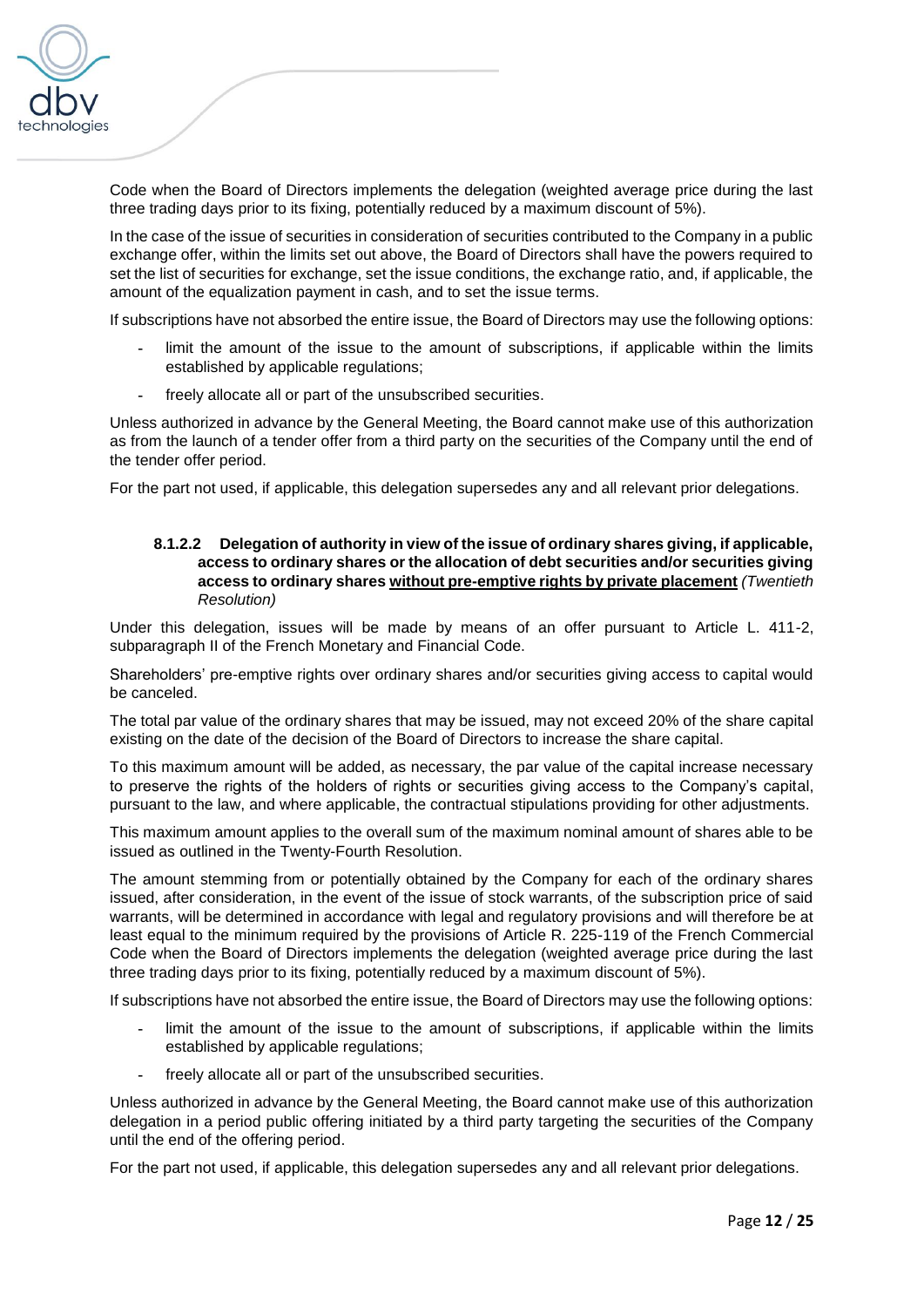Code when the Board of Directors implements the delegation (weighted average price during the last three trading days prior to its fixing, potentially reduced by a maximum discount of 5%).

In the case of the issue of securities in consideration of securities contributed to the Company in a public exchange offer, within the limits set out above, the Board of Directors shall have the powers required to set the list of securities for exchange, set the issue conditions, the exchange ratio, and, if applicable, the amount of the equalization payment in cash, and to set the issue terms.

If subscriptions have not absorbed the entire issue, the Board of Directors may use the following options:

- limit the amount of the issue to the amount of subscriptions, if applicable within the limits established by applicable regulations;
- freely allocate all or part of the unsubscribed securities.

Unless authorized in advance by the General Meeting, the Board cannot make use of this authorization as from the launch of a tender offer from a third party on the securities of the Company until the end of the tender offer period.

For the part not used, if applicable, this delegation supersedes any and all relevant prior delegations.

#### 8.1.2.2 Delegation of authority in view of the issue of ordinary shares giving, if applicable, access to ordinary shares or the allocation of debt securities and/or securities giving access to ordinary shares <u>without pre-emptive rights by private placement</u> *(Twentieth Resolution)*

Under this delegation, issues will be made by means of an offer pursuant to Article L. 411-2, subparagraph II of the French Monetary and Financial Code.

Shareholders' pre-emptive rights over ordinary shares and/or securities giving access to capital would be canceled.

The total par value of the ordinary shares that may be issued, may not exceed 20% of the share capital existing on the date of the decision of the Board of Directors to increase the share capital.

To this maximum amount will be added, as necessary, the par value of the capital increase necessary to preserve the rights of the holders of rights or securities giving access to the Company's capital, pursuant to the law, and where applicable, the contractual stipulations providing for other adjustments.

This maximum amount applies to the overall sum of the maximum nominal amount of shares able to be issued as outlined in the Twenty-Fourth Resolution.

The amount stemming from or potentially obtained by the Company for each of the ordinary shares issued, after consideration, in the event of the issue of stock warrants, of the subscription price of said warrants, will be determined in accordance with legal and regulatory provisions and will therefore be at least equal to the minimum required by the provisions of Article R. 225-119 of the French Commercial Code when the Board of Directors implements the delegation (weighted average price during the last three trading days prior to its fixing, potentially reduced by a maximum discount of 5%).

If subscriptions have not absorbed the entire issue, the Board of Directors may use the following options:

- limit the amount of the issue to the amount of subscriptions, if applicable within the limits established by applicable regulations;
- freely allocate all or part of the unsubscribed securities.

Unless authorized in advance by the General Meeting, the Board cannot make use of this authorization delegation in a period public offering initiated by a third party targeting the securities of the Company until the end of the offering period.

For the part not used, if applicable, this delegation supersedes any and all relevant prior delegations.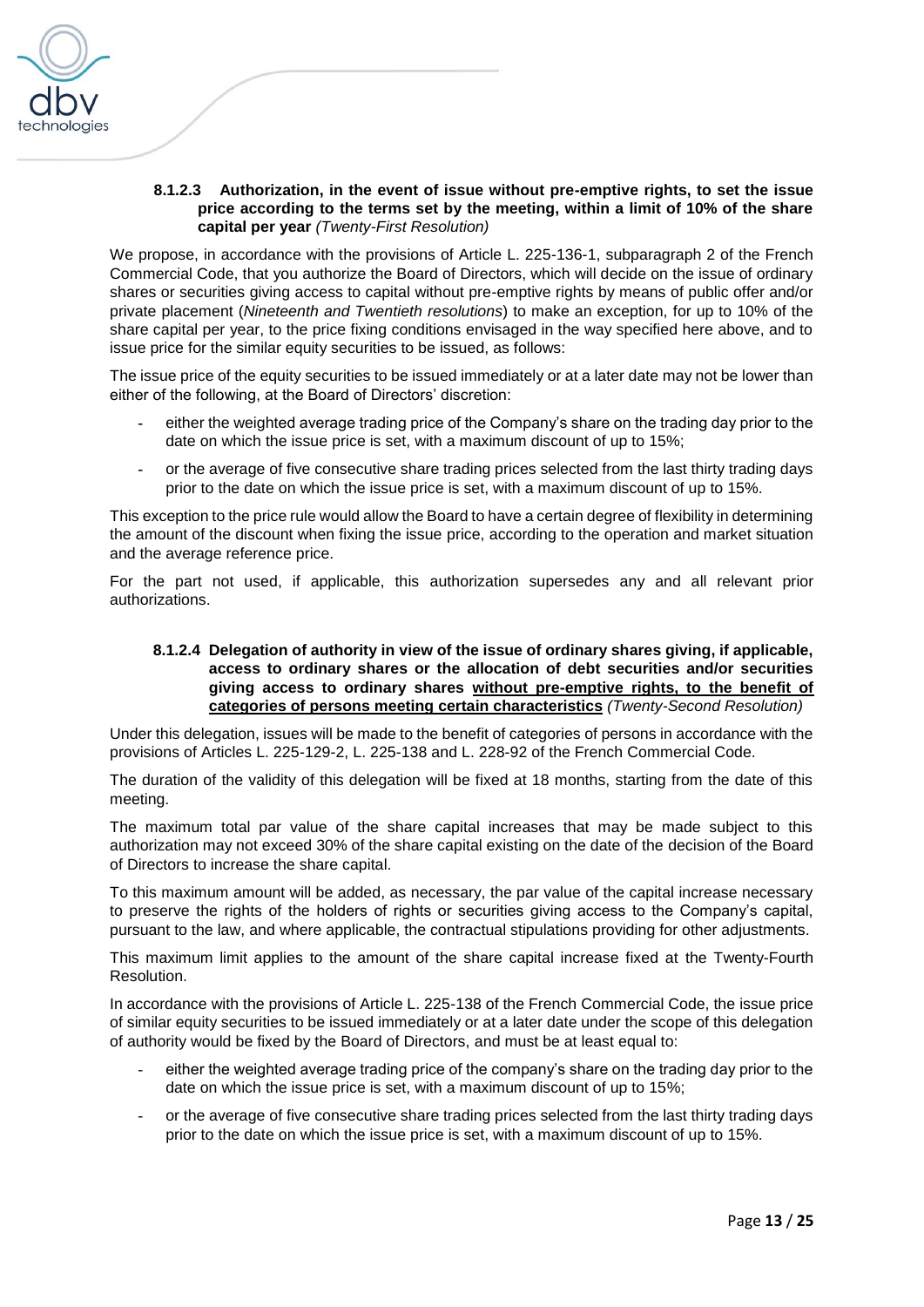#### 8.1.2.3 Authorization, in the event of issue without pre-emptive rights, to set the issue price according to the terms set by the meeting, within a limit of 10% of the share capital per year *(Twenty-First Resolution)*

We propose, in accordance with the provisions of Article L. 225-136-1, subparagraph 2 of the French Commercial Code, that you authorize the Board of Directors, which will decide on the issue of ordinary shares or securities giving access to capital without pre-emptive rights by means of public offer and/or private placement (*Nineteenth and Twentieth resolutions*) to make an exception, for up to 10% of the share capital per year, to the price fixing conditions envisaged in the way specified here above, and to issue price for the similar equity securities to be issued, as follows:

The issue price of the equity securities to be issued immediately or at a later date may not be lower than either of the following, at the Board of Directors' discretion:

- either the weighted average trading price of the Company's share on the trading day prior to the date on which the issue price is set, with a maximum discount of up to 15%;
- or the average of five consecutive share trading prices selected from the last thirty trading days prior to the date on which the issue price is set, with a maximum discount of up to 15%.

This exception to the price rule would allow the Board to have a certain degree of flexibility in determining the amount of the discount when fixing the issue price, according to the operation and market situation and the average reference price.

For the part not used, if applicable, this authorization supersedes any and all relevant prior authorizations.

#### 8.1.2.4 Delegation of authority in view of the issue of ordinary shares giving, if applicable, access to ordinary shares or the allocation of debt securities and/or securities giving access to ordinary shares <u>without pre-emptive rights, to the benefit of categories of persons meeting certain characteristics</u> *(Twenty-Second Resolution)*

Under this delegation, issues will be made to the benefit of categories of persons in accordance with the provisions of Articles L. 225-129-2, L. 225-138 and L. 228-92 of the French Commercial Code.

The duration of the validity of this delegation will be fixed at 18 months, starting from the date of this meeting.

The maximum total par value of the share capital increases that may be made subject to this authorization may not exceed 30% of the share capital existing on the date of the decision of the Board of Directors to increase the share capital.

To this maximum amount will be added, as necessary, the par value of the capital increase necessary to preserve the rights of the holders of rights or securities giving access to the Company's capital, pursuant to the law, and where applicable, the contractual stipulations providing for other adjustments.

This maximum limit applies to the amount of the share capital increase fixed at the Twenty-Fourth Resolution.

In accordance with the provisions of Article L. 225-138 of the French Commercial Code, the issue price of similar equity securities to be issued immediately or at a later date under the scope of this delegation of authority would be fixed by the Board of Directors, and must be at least equal to:

- either the weighted average trading price of the company's share on the trading day prior to the date on which the issue price is set, with a maximum discount of up to 15%;
- or the average of five consecutive share trading prices selected from the last thirty trading days prior to the date on which the issue price is set, with a maximum discount of up to 15%.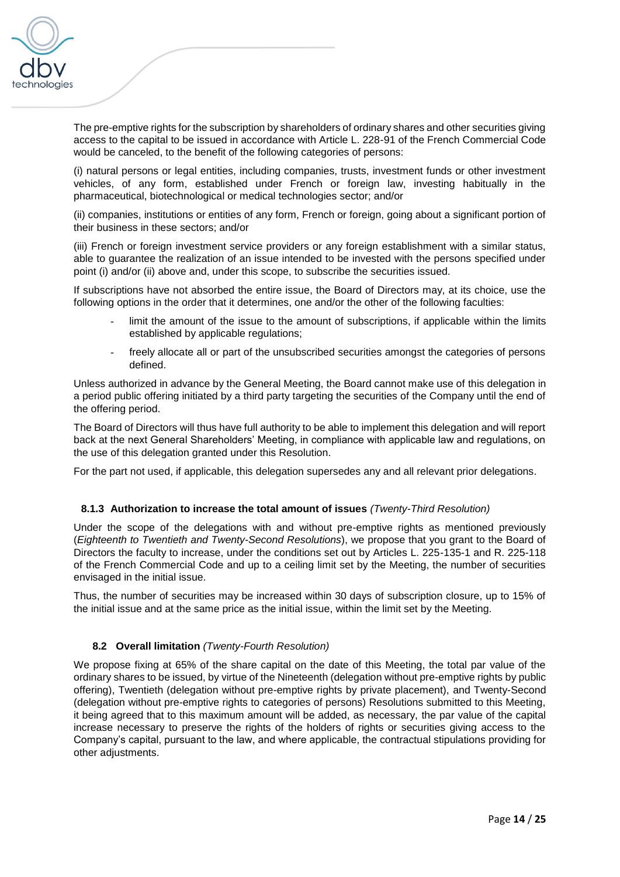The pre-emptive rights for the subscription by shareholders of ordinary shares and other securities giving access to the capital to be issued in accordance with Article L. 228-91 of the French Commercial Code would be canceled, to the benefit of the following categories of persons:

(i) natural persons or legal entities, including companies, trusts, investment funds or other investment vehicles, of any form, established under French or foreign law, investing habitually in the pharmaceutical, biotechnological or medical technologies sector; and/or

(ii) companies, institutions or entities of any form, French or foreign, going about a significant portion of their business in these sectors; and/or

(iii) French or foreign investment service providers or any foreign establishment with a similar status, able to guarantee the realization of an issue intended to be invested with the persons specified under point (i) and/or (ii) above and, under this scope, to subscribe the securities issued.

If subscriptions have not absorbed the entire issue, the Board of Directors may, at its choice, use the following options in the order that it determines, one and/or the other of the following faculties:

- limit the amount of the issue to the amount of subscriptions, if applicable within the limits established by applicable regulations;
- freely allocate all or part of the unsubscribed securities amongst the categories of persons defined.

Unless authorized in advance by the General Meeting, the Board cannot make use of this delegation in a period public offering initiated by a third party targeting the securities of the Company until the end of the offering period.

The Board of Directors will thus have full authority to be able to implement this delegation and will report back at the next General Shareholders' Meeting, in compliance with applicable law and regulations, on the use of this delegation granted under this Resolution.

For the part not used, if applicable, this delegation supersedes any and all relevant prior delegations.

#### 8.1.3 Authorization to increase the total amount of issues *(Twenty-Third Resolution)*

Under the scope of the delegations with and without pre-emptive rights as mentioned previously (*Eighteenth to Twentieth and Twenty-Second Resolutions*), we propose that you grant to the Board of Directors the faculty to increase, under the conditions set out by Articles L. 225-135-1 and R. 225-118 of the French Commercial Code and up to a ceiling limit set by the Meeting, the number of securities envisaged in the initial issue.

Thus, the number of securities may be increased within 30 days of subscription closure, up to 15% of the initial issue and at the same price as the initial issue, within the limit set by the Meeting.

### 8.2 Overall limitation *(Twenty-Fourth Resolution)*

We propose fixing at 65% of the share capital on the date of this Meeting, the total par value of the ordinary shares to be issued, by virtue of the Nineteenth (delegation without pre-emptive rights by public offering), Twentieth (delegation without pre-emptive rights by private placement), and Twenty-Second (delegation without pre-emptive rights to categories of persons) Resolutions submitted to this Meeting, it being agreed that to this maximum amount will be added, as necessary, the par value of the capital increase necessary to preserve the rights of the holders of rights or securities giving access to the Company's capital, pursuant to the law, and where applicable, the contractual stipulations providing for other adjustments.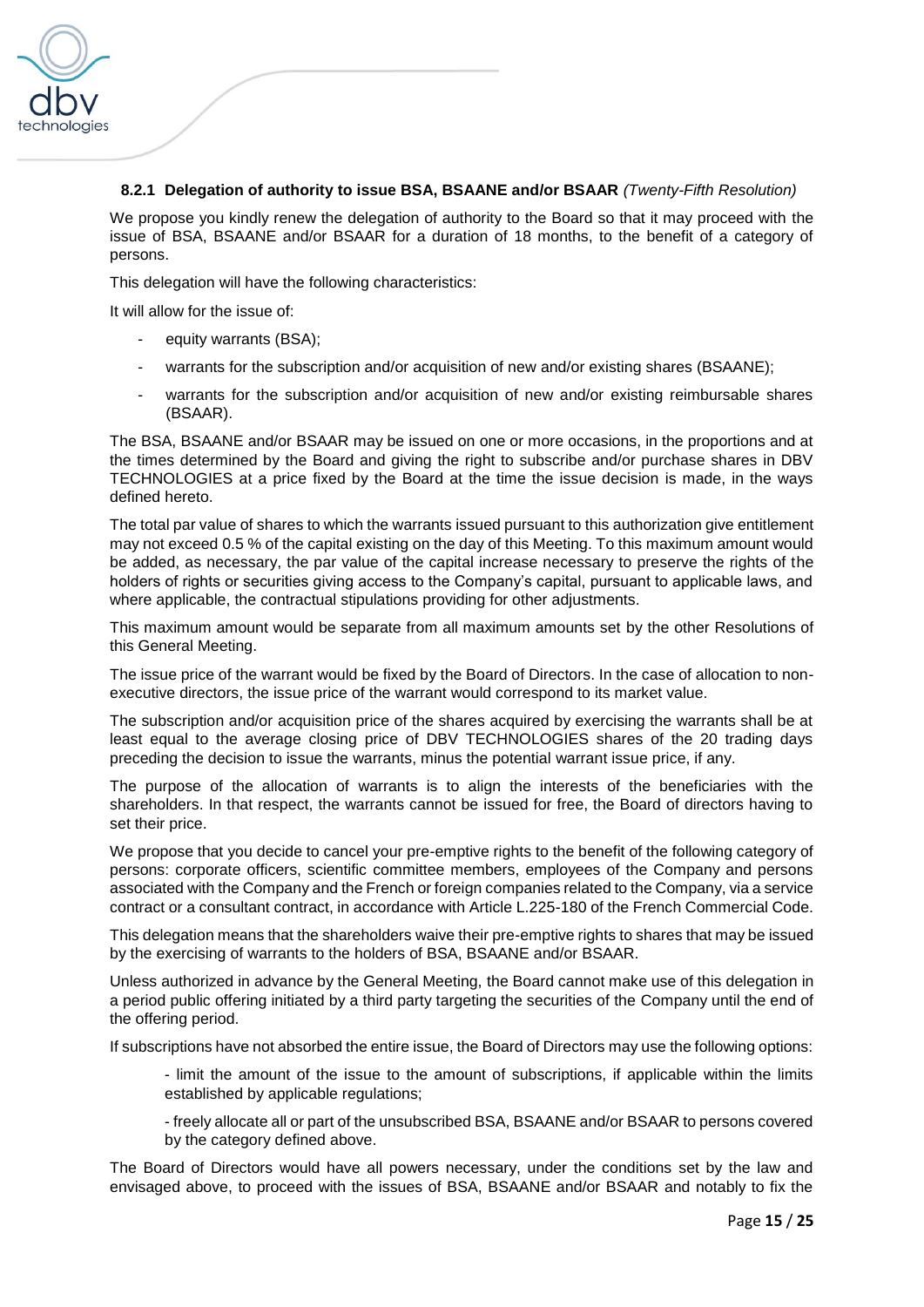### 8.2.1 Delegation of authority to issue BSA, BSAANE and/or BSAAR *(Twenty-Fifth Resolution)*

We propose you kindly renew the delegation of authority to the Board so that it may proceed with the issue of BSA, BSAANE and/or BSAAR for a duration of 18 months, to the benefit of a category of persons.

This delegation will have the following characteristics:

It will allow for the issue of:

- equity warrants (BSA);
- warrants for the subscription and/or acquisition of new and/or existing shares (BSAANE);
- warrants for the subscription and/or acquisition of new and/or existing reimbursable shares (BSAAR).

The BSA, BSAANE and/or BSAAR may be issued on one or more occasions, in the proportions and at the times determined by the Board and giving the right to subscribe and/or purchase shares in DBV TECHNOLOGIES at a price fixed by the Board at the time the issue decision is made, in the ways defined hereto.

The total par value of shares to which the warrants issued pursuant to this authorization give entitlement may not exceed 0.5 % of the capital existing on the day of this Meeting. To this maximum amount would be added, as necessary, the par value of the capital increase necessary to preserve the rights of the holders of rights or securities giving access to the Company's capital, pursuant to applicable laws, and where applicable, the contractual stipulations providing for other adjustments.

This maximum amount would be separate from all maximum amounts set by the other Resolutions of this General Meeting.

The issue price of the warrant would be fixed by the Board of Directors. In the case of allocation to non-executive directors, the issue price of the warrant would correspond to its market value.

The subscription and/or acquisition price of the shares acquired by exercising the warrants shall be at least equal to the average closing price of DBV TECHNOLOGIES shares of the 20 trading days preceding the decision to issue the warrants, minus the potential warrant issue price, if any.

The purpose of the allocation of warrants is to align the interests of the beneficiaries with the shareholders. In that respect, the warrants cannot be issued for free, the Board of directors having to set their price.

We propose that you decide to cancel your pre-emptive rights to the benefit of the following category of persons: corporate officers, scientific committee members, employees of the Company and persons associated with the Company and the French or foreign companies related to the Company, via a service contract or a consultant contract, in accordance with Article L.225-180 of the French Commercial Code.

This delegation means that the shareholders waive their pre-emptive rights to shares that may be issued by the exercising of warrants to the holders of BSA, BSAANE and/or BSAAR.

Unless authorized in advance by the General Meeting, the Board cannot make use of this delegation in a period public offering initiated by a third party targeting the securities of the Company until the end of the offering period.

If subscriptions have not absorbed the entire issue, the Board of Directors may use the following options:

- limit the amount of the issue to the amount of subscriptions, if applicable within the limits established by applicable regulations;

- freely allocate all or part of the unsubscribed BSA, BSAANE and/or BSAAR to persons covered by the category defined above.

The Board of Directors would have all powers necessary, under the conditions set by the law and envisaged above, to proceed with the issues of BSA, BSAANE and/or BSAAR and notably to fix the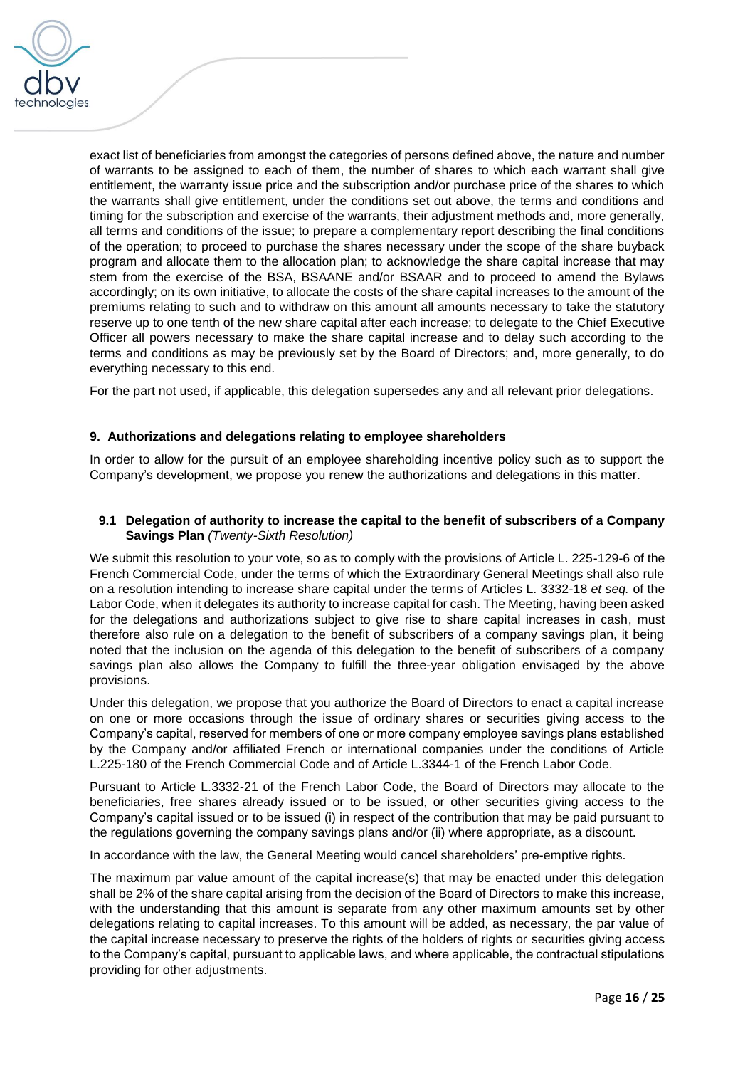exact list of beneficiaries from amongst the categories of persons defined above, the nature and number of warrants to be assigned to each of them, the number of shares to which each warrant shall give entitlement, the warranty issue price and the subscription and/or purchase price of the shares to which the warrants shall give entitlement, under the conditions set out above, the terms and conditions and timing for the subscription and exercise of the warrants, their adjustment methods and, more generally, all terms and conditions of the issue; to prepare a complementary report describing the final conditions of the operation; to proceed to purchase the shares necessary under the scope of the share buyback program and allocate them to the allocation plan; to acknowledge the share capital increase that may stem from the exercise of the BSA, BSAANE and/or BSAAR and to proceed to amend the Bylaws accordingly; on its own initiative, to allocate the costs of the share capital increases to the amount of the premiums relating to such and to withdraw on this amount all amounts necessary to take the statutory reserve up to one tenth of the new share capital after each increase; to delegate to the Chief Executive Officer all powers necessary to make the share capital increase and to delay such according to the terms and conditions as may be previously set by the Board of Directors; and, more generally, to do everything necessary to this end.

For the part not used, if applicable, this delegation supersedes any and all relevant prior delegations.

## 9. Authorizations and delegations relating to employee shareholders

In order to allow for the pursuit of an employee shareholding incentive policy such as to support the Company's development, we propose you renew the authorizations and delegations in this matter.

### 9.1 Delegation of authority to increase the capital to the benefit of subscribers of a Company Savings Plan *(Twenty-Sixth Resolution)*

We submit this resolution to your vote, so as to comply with the provisions of Article L. 225-129-6 of the French Commercial Code, under the terms of which the Extraordinary General Meetings shall also rule on a resolution intending to increase share capital under the terms of Articles L. 3332-18 *et seq.* of the Labor Code, when it delegates its authority to increase capital for cash. The Meeting, having been asked for the delegations and authorizations subject to give rise to share capital increases in cash, must therefore also rule on a delegation to the benefit of subscribers of a company savings plan, it being noted that the inclusion on the agenda of this delegation to the benefit of subscribers of a company savings plan also allows the Company to fulfill the three-year obligation envisaged by the above provisions.

Under this delegation, we propose that you authorize the Board of Directors to enact a capital increase on one or more occasions through the issue of ordinary shares or securities giving access to the Company's capital, reserved for members of one or more company employee savings plans established by the Company and/or affiliated French or international companies under the conditions of Article L.225-180 of the French Commercial Code and of Article L.3344-1 of the French Labor Code.

Pursuant to Article L.3332-21 of the French Labor Code, the Board of Directors may allocate to the beneficiaries, free shares already issued or to be issued, or other securities giving access to the Company's capital issued or to be issued (i) in respect of the contribution that may be paid pursuant to the regulations governing the company savings plans and/or (ii) where appropriate, as a discount.

In accordance with the law, the General Meeting would cancel shareholders' pre-emptive rights.

The maximum par value amount of the capital increase(s) that may be enacted under this delegation shall be 2% of the share capital arising from the decision of the Board of Directors to make this increase, with the understanding that this amount is separate from any other maximum amounts set by other delegations relating to capital increases. To this amount will be added, as necessary, the par value of the capital increase necessary to preserve the rights of the holders of rights or securities giving access to the Company's capital, pursuant to applicable laws, and where applicable, the contractual stipulations providing for other adjustments.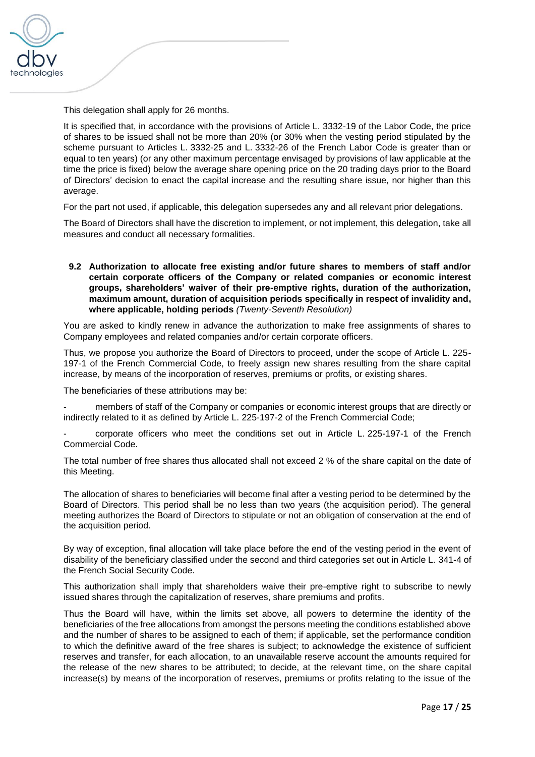This delegation shall apply for 26 months.

It is specified that, in accordance with the provisions of Article L. 3332-19 of the Labor Code, the price of shares to be issued shall not be more than 20% (or 30% when the vesting period stipulated by the scheme pursuant to Articles L. 3332-25 and L. 3332-26 of the French Labor Code is greater than or equal to ten years) (or any other maximum percentage envisaged by provisions of law applicable at the time the price is fixed) below the average share opening price on the 20 trading days prior to the Board of Directors' decision to enact the capital increase and the resulting share issue, nor higher than this average.

For the part not used, if applicable, this delegation supersedes any and all relevant prior delegations.

The Board of Directors shall have the discretion to implement, or not implement, this delegation, take all measures and conduct all necessary formalities.

### 9.2 Authorization to allocate free existing and/or future shares to members of staff and/or certain corporate officers of the Company or related companies or economic interest groups, shareholders' waiver of their pre-emptive rights, duration of the authorization, maximum amount, duration of acquisition periods specifically in respect of invalidity and, where applicable, holding periods *(Twenty-Seventh Resolution)*

You are asked to kindly renew in advance the authorization to make free assignments of shares to Company employees and related companies and/or certain corporate officers.

Thus, we propose you authorize the Board of Directors to proceed, under the scope of Article L. 225-197-1 of the French Commercial Code, to freely assign new shares resulting from the share capital increase, by means of the incorporation of reserves, premiums or profits, or existing shares.

The beneficiaries of these attributions may be:

- members of staff of the Company or companies or economic interest groups that are directly or indirectly related to it as defined by Article L. 225-197-2 of the French Commercial Code;
- corporate officers who meet the conditions set out in Article L. 225-197-1 of the French Commercial Code.

The total number of free shares thus allocated shall not exceed 2 % of the share capital on the date of this Meeting.

The allocation of shares to beneficiaries will become final after a vesting period to be determined by the Board of Directors. This period shall be no less than two years (the acquisition period). The general meeting authorizes the Board of Directors to stipulate or not an obligation of conservation at the end of the acquisition period.

By way of exception, final allocation will take place before the end of the vesting period in the event of disability of the beneficiary classified under the second and third categories set out in Article L. 341-4 of the French Social Security Code.

This authorization shall imply that shareholders waive their pre-emptive right to subscribe to newly issued shares through the capitalization of reserves, share premiums and profits.

Thus the Board will have, within the limits set above, all powers to determine the identity of the beneficiaries of the free allocations from amongst the persons meeting the conditions established above and the number of shares to be assigned to each of them; if applicable, set the performance condition to which the definitive award of the free shares is subject; to acknowledge the existence of sufficient reserves and transfer, for each allocation, to an unavailable reserve account the amounts required for the release of the new shares to be attributed; to decide, at the relevant time, on the share capital increase(s) by means of the incorporation of reserves, premiums or profits relating to the issue of the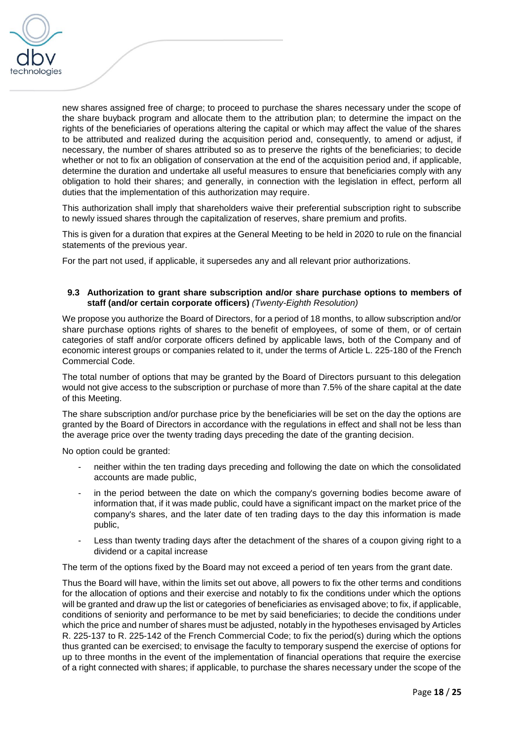new shares assigned free of charge; to proceed to purchase the shares necessary under the scope of the share buyback program and allocate them to the attribution plan; to determine the impact on the rights of the beneficiaries of operations altering the capital or which may affect the value of the shares to be attributed and realized during the acquisition period and, consequently, to amend or adjust, if necessary, the number of shares attributed so as to preserve the rights of the beneficiaries; to decide whether or not to fix an obligation of conservation at the end of the acquisition period and, if applicable, determine the duration and undertake all useful measures to ensure that beneficiaries comply with any obligation to hold their shares; and generally, in connection with the legislation in effect, perform all duties that the implementation of this authorization may require.

This authorization shall imply that shareholders waive their preferential subscription right to subscribe to newly issued shares through the capitalization of reserves, share premium and profits.

This is given for a duration that expires at the General Meeting to be held in 2020 to rule on the financial statements of the previous year.

For the part not used, if applicable, it supersedes any and all relevant prior authorizations.

### 9.3 Authorization to grant share subscription and/or share purchase options to members of staff (and/or certain corporate officers) *(Twenty-Eighth Resolution)*

We propose you authorize the Board of Directors, for a period of 18 months, to allow subscription and/or share purchase options rights of shares to the benefit of employees, of some of them, or of certain categories of staff and/or corporate officers defined by applicable laws, both of the Company and of economic interest groups or companies related to it, under the terms of Article L. 225-180 of the French Commercial Code.

The total number of options that may be granted by the Board of Directors pursuant to this delegation would not give access to the subscription or purchase of more than 7.5% of the share capital at the date of this Meeting.

The share subscription and/or purchase price by the beneficiaries will be set on the day the options are granted by the Board of Directors in accordance with the regulations in effect and shall not be less than the average price over the twenty trading days preceding the date of the granting decision.

No option could be granted:

- neither within the ten trading days preceding and following the date on which the consolidated accounts are made public,
- in the period between the date on which the company's governing bodies become aware of information that, if it was made public, could have a significant impact on the market price of the company's shares, and the later date of ten trading days to the day this information is made public,
- Less than twenty trading days after the detachment of the shares of a coupon giving right to a dividend or a capital increase

The term of the options fixed by the Board may not exceed a period of ten years from the grant date.

Thus the Board will have, within the limits set out above, all powers to fix the other terms and conditions for the allocation of options and their exercise and notably to fix the conditions under which the options will be granted and draw up the list or categories of beneficiaries as envisaged above; to fix, if applicable, conditions of seniority and performance to be met by said beneficiaries; to decide the conditions under which the price and number of shares must be adjusted, notably in the hypotheses envisaged by Articles R. 225-137 to R. 225-142 of the French Commercial Code; to fix the period(s) during which the options thus granted can be exercised; to envisage the faculty to temporary suspend the exercise of options for up to three months in the event of the implementation of financial operations that require the exercise of a right connected with shares; if applicable, to purchase the shares necessary under the scope of the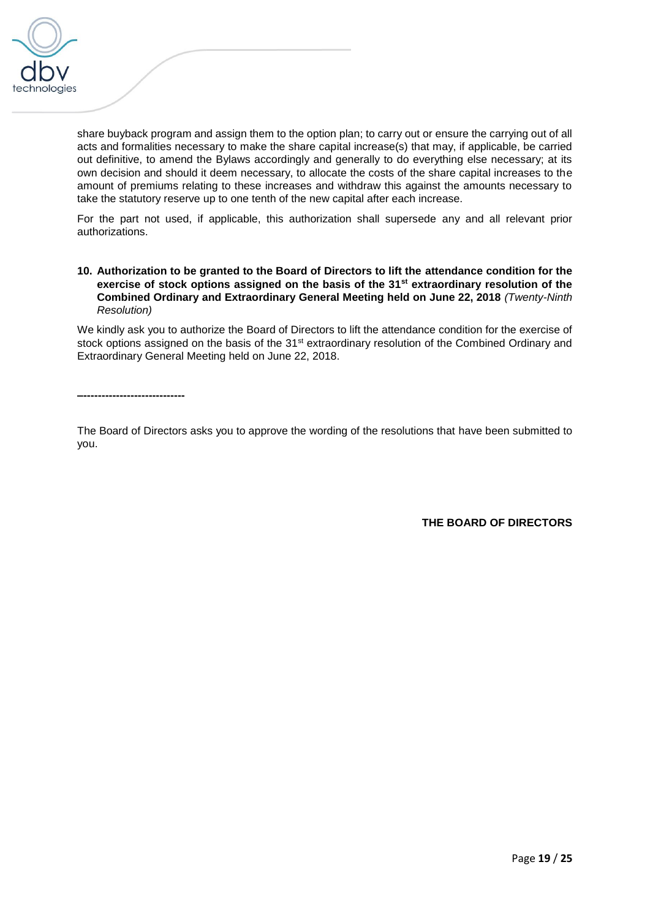share buyback program and assign them to the option plan; to carry out or ensure the carrying out of all acts and formalities necessary to make the share capital increase(s) that may, if applicable, be carried out definitive, to amend the Bylaws accordingly and generally to do everything else necessary; at its own decision and should it deem necessary, to allocate the costs of the share capital increases to the amount of premiums relating to these increases and withdraw this against the amounts necessary to take the statutory reserve up to one tenth of the new capital after each increase.

For the part not used, if applicable, this authorization shall supersede any and all relevant prior authorizations.

**10. Authorization to be granted to the Board of Directors to lift the attendance condition for the exercise of stock options assigned on the basis of the 31st extraordinary resolution of the Combined Ordinary and Extraordinary General Meeting held on June 22, 2018** *(Twenty-Ninth Resolution)*

We kindly ask you to authorize the Board of Directors to lift the attendance condition for the exercise of stock options assigned on the basis of the 31st extraordinary resolution of the Combined Ordinary and Extraordinary General Meeting held on June 22, 2018.

**-----------------------------**

The Board of Directors asks you to approve the wording of the resolutions that have been submitted to you.

**THE BOARD OF DIRECTORS**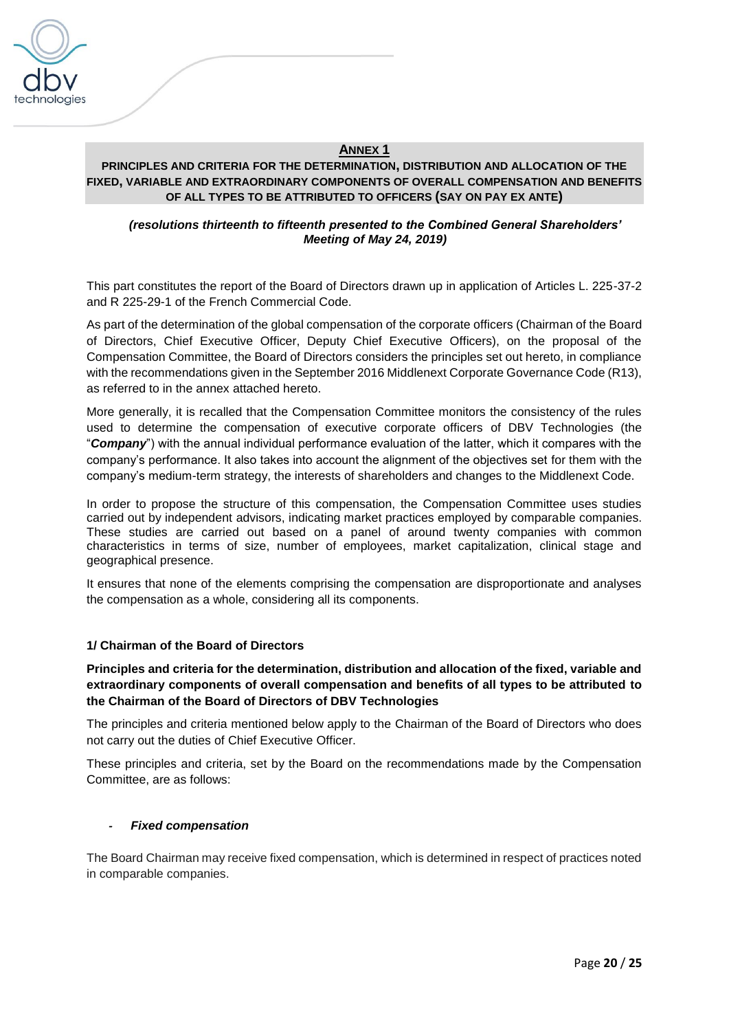## ANNEX 1

**PRINCIPLES AND CRITERIA FOR THE DETERMINATION, DISTRIBUTION AND ALLOCATION OF THE FIXED, VARIABLE AND EXTRAORDINARY COMPONENTS OF OVERALL COMPENSATION AND BENEFITS OF ALL TYPES TO BE ATTRIBUTED TO OFFICERS (SAY ON PAY EX ANTE)**

***(resolutions thirteenth to fifteenth presented to the Combined General Shareholders' Meeting of May 24, 2019)***

This part constitutes the report of the Board of Directors drawn up in application of Articles L. 225-37-2 and R 225-29-1 of the French Commercial Code.

As part of the determination of the global compensation of the corporate officers (Chairman of the Board of Directors, Chief Executive Officer, Deputy Chief Executive Officers), on the proposal of the Compensation Committee, the Board of Directors considers the principles set out hereto, in compliance with the recommendations given in the September 2016 Middlenext Corporate Governance Code (R13), as referred to in the annex attached hereto.

More generally, it is recalled that the Compensation Committee monitors the consistency of the rules used to determine the compensation of executive corporate officers of DBV Technologies (the "***Company***") with the annual individual performance evaluation of the latter, which it compares with the company's performance. It also takes into account the alignment of the objectives set for them with the company's medium-term strategy, the interests of shareholders and changes to the Middlenext Code.

In order to propose the structure of this compensation, the Compensation Committee uses studies carried out by independent advisors, indicating market practices employed by comparable companies. These studies are carried out based on a panel of around twenty companies with common characteristics in terms of size, number of employees, market capitalization, clinical stage and geographical presence.

It ensures that none of the elements comprising the compensation are disproportionate and analyses the compensation as a whole, considering all its components.

### 1/ Chairman of the Board of Directors

**Principles and criteria for the determination, distribution and allocation of the fixed, variable and extraordinary components of overall compensation and benefits of all types to be attributed to the Chairman of the Board of Directors of DBV Technologies**

The principles and criteria mentioned below apply to the Chairman of the Board of Directors who does not carry out the duties of Chief Executive Officer.

These principles and criteria, set by the Board on the recommendations made by the Compensation Committee, are as follows:

- ***Fixed compensation***

The Board Chairman may receive fixed compensation, which is determined in respect of practices noted in comparable companies.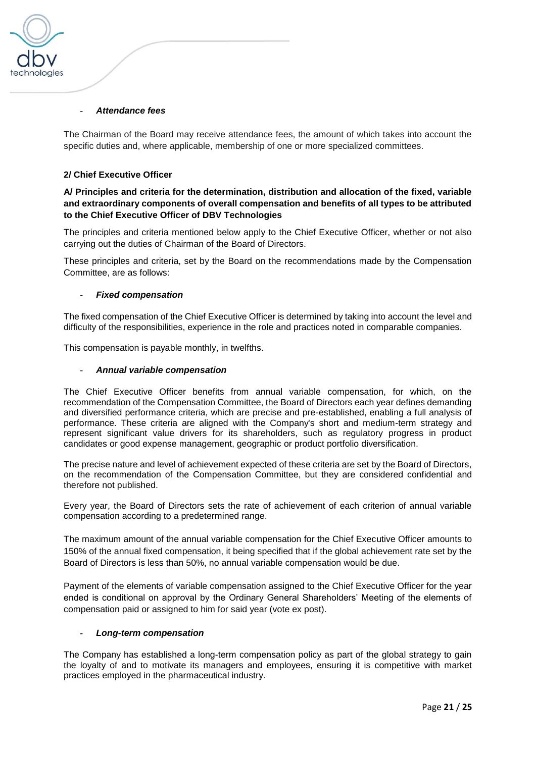- ***Attendance fees***

The Chairman of the Board may receive attendance fees, the amount of which takes into account the specific duties and, where applicable, membership of one or more specialized committees.

**2/ Chief Executive Officer**

**A/ Principles and criteria for the determination, distribution and allocation of the fixed, variable and extraordinary components of overall compensation and benefits of all types to be attributed to the Chief Executive Officer of DBV Technologies**

The principles and criteria mentioned below apply to the Chief Executive Officer, whether or not also carrying out the duties of Chairman of the Board of Directors.

These principles and criteria, set by the Board on the recommendations made by the Compensation Committee, are as follows:

- ***Fixed compensation***

The fixed compensation of the Chief Executive Officer is determined by taking into account the level and difficulty of the responsibilities, experience in the role and practices noted in comparable companies.

This compensation is payable monthly, in twelfths.

- ***Annual variable compensation***

The Chief Executive Officer benefits from annual variable compensation, for which, on the recommendation of the Compensation Committee, the Board of Directors each year defines demanding and diversified performance criteria, which are precise and pre-established, enabling a full analysis of performance. These criteria are aligned with the Company's short and medium-term strategy and represent significant value drivers for its shareholders, such as regulatory progress in product candidates or good expense management, geographic or product portfolio diversification.

The precise nature and level of achievement expected of these criteria are set by the Board of Directors, on the recommendation of the Compensation Committee, but they are considered confidential and therefore not published.

Every year, the Board of Directors sets the rate of achievement of each criterion of annual variable compensation according to a predetermined range.

The maximum amount of the annual variable compensation for the Chief Executive Officer amounts to 150% of the annual fixed compensation, it being specified that if the global achievement rate set by the Board of Directors is less than 50%, no annual variable compensation would be due.

Payment of the elements of variable compensation assigned to the Chief Executive Officer for the year ended is conditional on approval by the Ordinary General Shareholders' Meeting of the elements of compensation paid or assigned to him for said year (vote ex post).

- ***Long-term compensation***

The Company has established a long-term compensation policy as part of the global strategy to gain the loyalty of and to motivate its managers and employees, ensuring it is competitive with market practices employed in the pharmaceutical industry.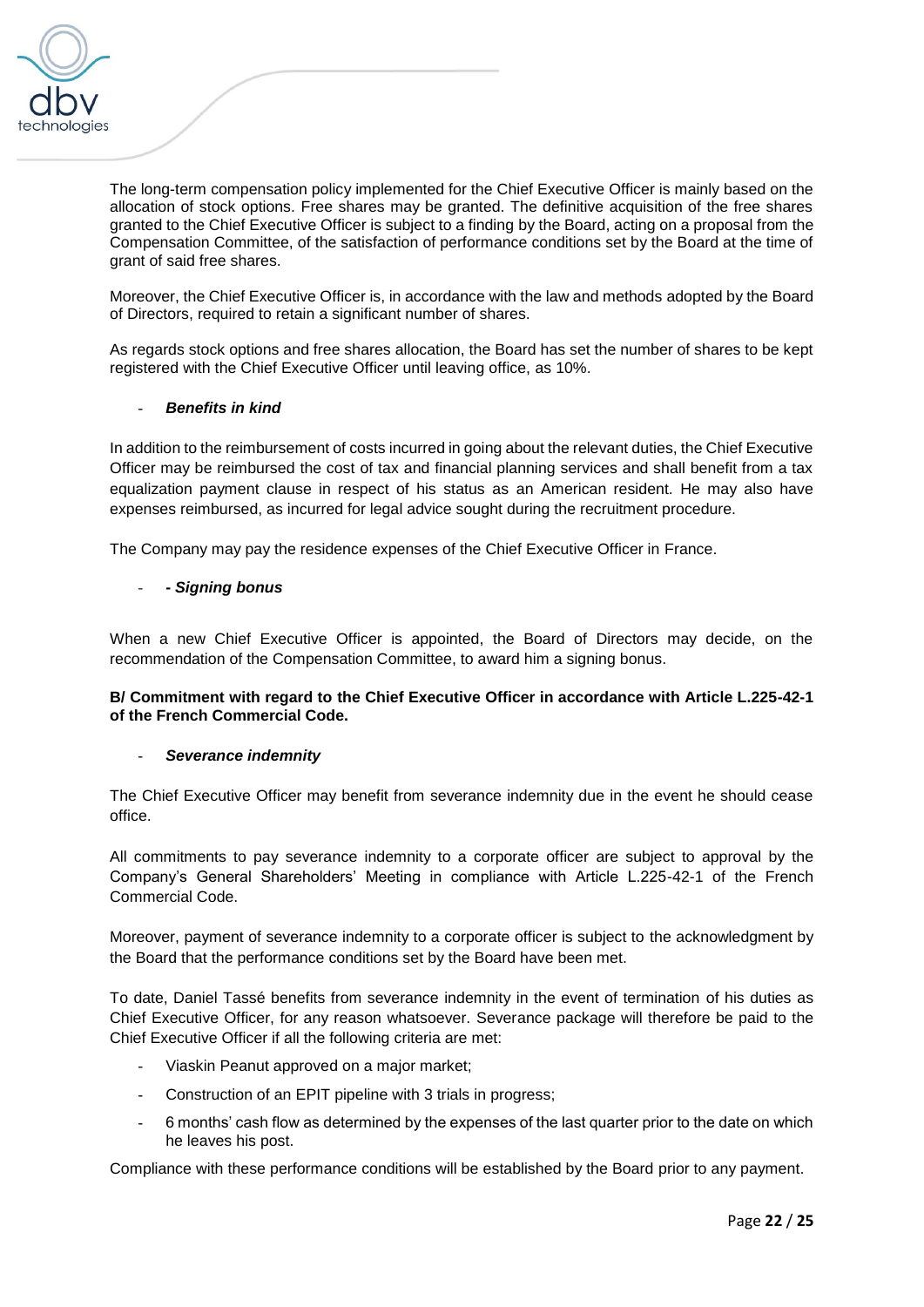The long-term compensation policy implemented for the Chief Executive Officer is mainly based on the allocation of stock options. Free shares may be granted. The definitive acquisition of the free shares granted to the Chief Executive Officer is subject to a finding by the Board, acting on a proposal from the Compensation Committee, of the satisfaction of performance conditions set by the Board at the time of grant of said free shares.

Moreover, the Chief Executive Officer is, in accordance with the law and methods adopted by the Board of Directors, required to retain a significant number of shares.

As regards stock options and free shares allocation, the Board has set the number of shares to be kept registered with the Chief Executive Officer until leaving office, as 10%.

- ***Benefits in kind***

In addition to the reimbursement of costs incurred in going about the relevant duties, the Chief Executive Officer may be reimbursed the cost of tax and financial planning services and shall benefit from a tax equalization payment clause in respect of his status as an American resident. He may also have expenses reimbursed, as incurred for legal advice sought during the recruitment procedure.

The Company may pay the residence expenses of the Chief Executive Officer in France.

- ***- Signing bonus***

When a new Chief Executive Officer is appointed, the Board of Directors may decide, on the recommendation of the Compensation Committee, to award him a signing bonus.

**B/ Commitment with regard to the Chief Executive Officer in accordance with Article L.225-42-1 of the French Commercial Code.**

- ***Severance indemnity***

The Chief Executive Officer may benefit from severance indemnity due in the event he should cease office.

All commitments to pay severance indemnity to a corporate officer are subject to approval by the Company's General Shareholders' Meeting in compliance with Article L.225-42-1 of the French Commercial Code.

Moreover, payment of severance indemnity to a corporate officer is subject to the acknowledgment by the Board that the performance conditions set by the Board have been met.

To date, Daniel Tassé benefits from severance indemnity in the event of termination of his duties as Chief Executive Officer, for any reason whatsoever. Severance package will therefore be paid to the Chief Executive Officer if all the following criteria are met:

- Viaskin Peanut approved on a major market;
- Construction of an EPIT pipeline with 3 trials in progress;
- 6 months' cash flow as determined by the expenses of the last quarter prior to the date on which he leaves his post.

Compliance with these performance conditions will be established by the Board prior to any payment.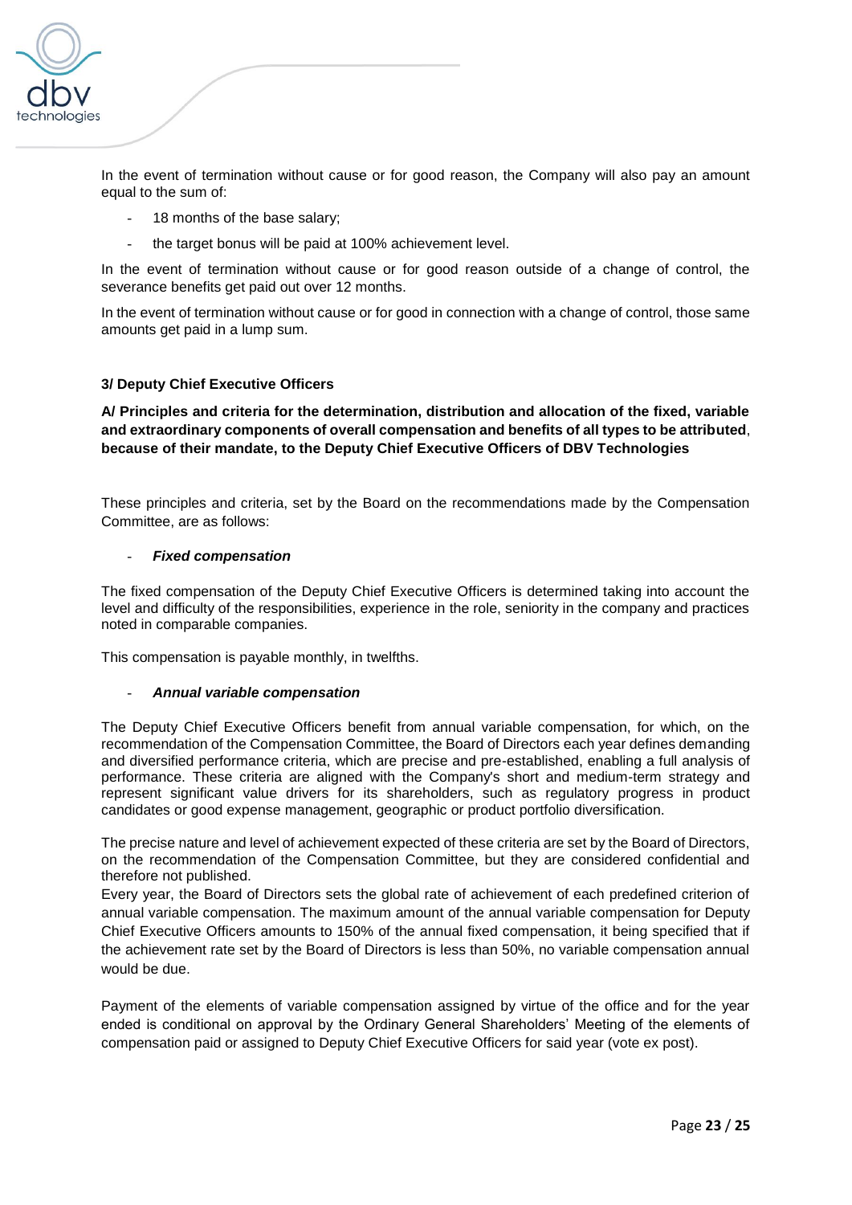In the event of termination without cause or for good reason, the Company will also pay an amount equal to the sum of:

- 18 months of the base salary;
- the target bonus will be paid at 100% achievement level.

In the event of termination without cause or for good reason outside of a change of control, the severance benefits get paid out over 12 months.

In the event of termination without cause or for good in connection with a change of control, those same amounts get paid in a lump sum.

### 3/ Deputy Chief Executive Officers

**A/ Principles and criteria for the determination, distribution and allocation of the fixed, variable and extraordinary components of overall compensation and benefits of all types to be attributed, because of their mandate, to the Deputy Chief Executive Officers of DBV Technologies**

These principles and criteria, set by the Board on the recommendations made by the Compensation Committee, are as follows:

- ***Fixed compensation***

The fixed compensation of the Deputy Chief Executive Officers is determined taking into account the level and difficulty of the responsibilities, experience in the role, seniority in the company and practices noted in comparable companies.

This compensation is payable monthly, in twelfths.

- ***Annual variable compensation***

The Deputy Chief Executive Officers benefit from annual variable compensation, for which, on the recommendation of the Compensation Committee, the Board of Directors each year defines demanding and diversified performance criteria, which are precise and pre-established, enabling a full analysis of performance. These criteria are aligned with the Company's short and medium-term strategy and represent significant value drivers for its shareholders, such as regulatory progress in product candidates or good expense management, geographic or product portfolio diversification.

The precise nature and level of achievement expected of these criteria are set by the Board of Directors, on the recommendation of the Compensation Committee, but they are considered confidential and therefore not published.

Every year, the Board of Directors sets the global rate of achievement of each predefined criterion of annual variable compensation. The maximum amount of the annual variable compensation for Deputy Chief Executive Officers amounts to 150% of the annual fixed compensation, it being specified that if the achievement rate set by the Board of Directors is less than 50%, no variable compensation annual would be due.

Payment of the elements of variable compensation assigned by virtue of the office and for the year ended is conditional on approval by the Ordinary General Shareholders' Meeting of the elements of compensation paid or assigned to Deputy Chief Executive Officers for said year (vote ex post).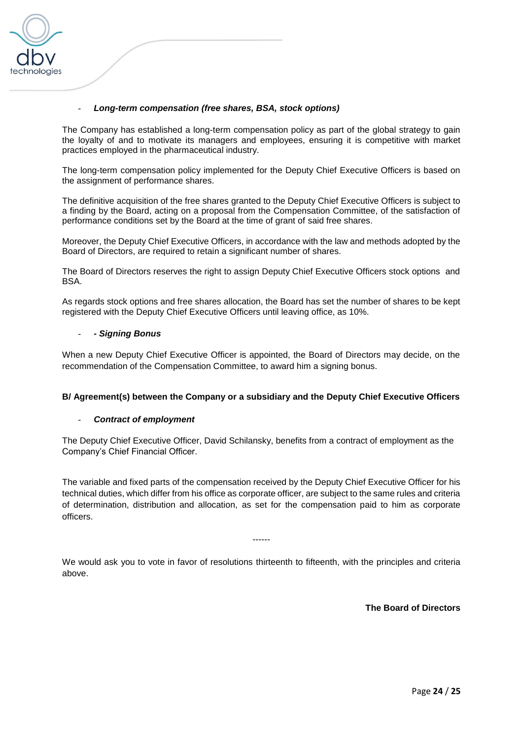- ***Long-term compensation (free shares, BSA, stock options)***

The Company has established a long-term compensation policy as part of the global strategy to gain the loyalty of and to motivate its managers and employees, ensuring it is competitive with market practices employed in the pharmaceutical industry.

The long-term compensation policy implemented for the Deputy Chief Executive Officers is based on the assignment of performance shares.

The definitive acquisition of the free shares granted to the Deputy Chief Executive Officers is subject to a finding by the Board, acting on a proposal from the Compensation Committee, of the satisfaction of performance conditions set by the Board at the time of grant of said free shares.

Moreover, the Deputy Chief Executive Officers, in accordance with the law and methods adopted by the Board of Directors, are required to retain a significant number of shares.

The Board of Directors reserves the right to assign Deputy Chief Executive Officers stock options and BSA.

As regards stock options and free shares allocation, the Board has set the number of shares to be kept registered with the Deputy Chief Executive Officers until leaving office, as 10%.

- ***- Signing Bonus***

When a new Deputy Chief Executive Officer is appointed, the Board of Directors may decide, on the recommendation of the Compensation Committee, to award him a signing bonus.

**B/ Agreement(s) between the Company or a subsidiary and the Deputy Chief Executive Officers**

- ***Contract of employment***

The Deputy Chief Executive Officer, David Schilansky, benefits from a contract of employment as the Company's Chief Financial Officer.

The variable and fixed parts of the compensation received by the Deputy Chief Executive Officer for his technical duties, which differ from his office as corporate officer, are subject to the same rules and criteria of determination, distribution and allocation, as set for the compensation paid to him as corporate officers.

------

We would ask you to vote in favor of resolutions thirteenth to fifteenth, with the principles and criteria above.

**The Board of Directors**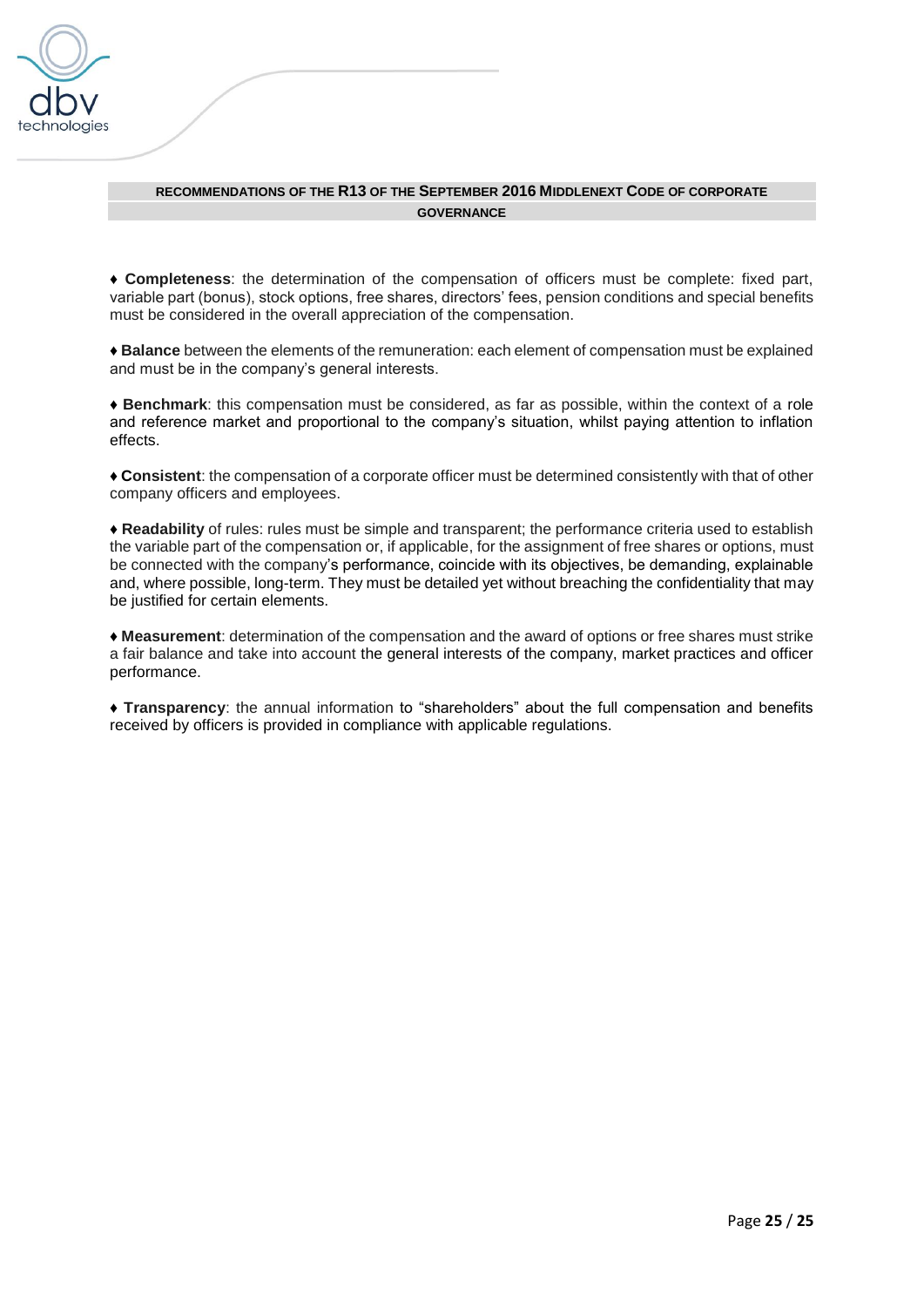## RECOMMENDATIONS OF THE R13 OF THE SEPTEMBER 2016 MIDDLENEXT CODE OF CORPORATE GOVERNANCE

♦ **Completeness**: the determination of the compensation of officers must be complete: fixed part, variable part (bonus), stock options, free shares, directors' fees, pension conditions and special benefits must be considered in the overall appreciation of the compensation.

♦ **Balance** between the elements of the remuneration: each element of compensation must be explained and must be in the company's general interests.

♦ **Benchmark**: this compensation must be considered, as far as possible, within the context of a role and reference market and proportional to the company's situation, whilst paying attention to inflation effects.

♦ **Consistent**: the compensation of a corporate officer must be determined consistently with that of other company officers and employees.

♦ **Readability** of rules: rules must be simple and transparent; the performance criteria used to establish the variable part of the compensation or, if applicable, for the assignment of free shares or options, must be connected with the company's performance, coincide with its objectives, be demanding, explainable and, where possible, long-term. They must be detailed yet without breaching the confidentiality that may be justified for certain elements.

♦ **Measurement**: determination of the compensation and the award of options or free shares must strike a fair balance and take into account the general interests of the company, market practices and officer performance.

♦ **Transparency**: the annual information to "shareholders" about the full compensation and benefits received by officers is provided in compliance with applicable regulations.